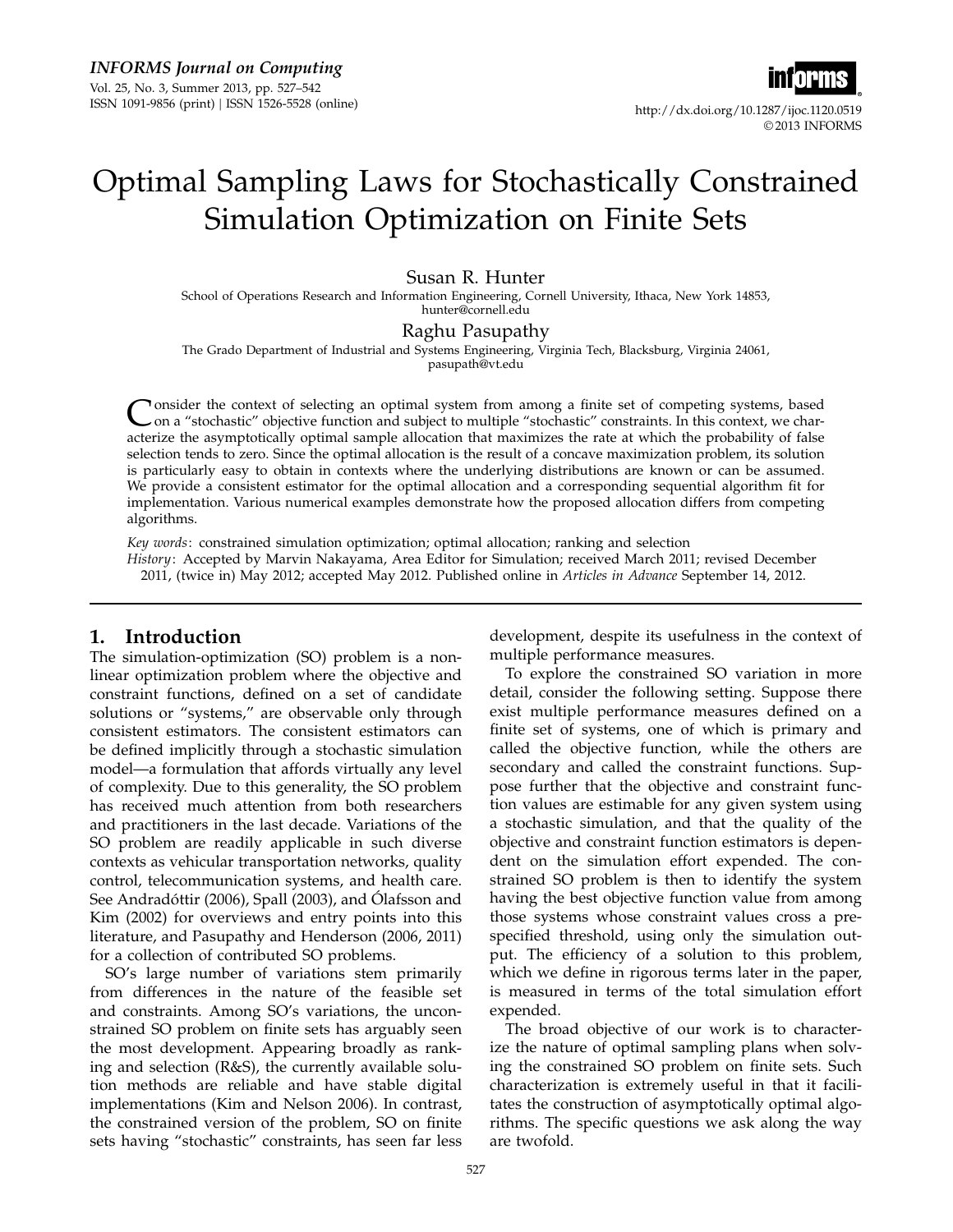# Optimal Sampling Laws for Stochastically Constrained Simulation Optimization on Finite Sets

Susan R. Hunter

School of Operations Research and Information Engineering, Cornell University, Ithaca, New York 14853, hunter@cornell.edu

Raghu Pasupathy

The Grado Department of Industrial and Systems Engineering, Virginia Tech, Blacksburg, Virginia 24061, pasupath@vt.edu

Consider the context of selecting an optimal system from among a finite set of competing systems, based on a "stochastic" objective function and subject to multiple "stochastic" constraints. In this context, we characterize the asymptotically optimal sample allocation that maximizes the rate at which the probability of false selection tends to zero. Since the optimal allocation is the result of a concave maximization problem, its solution is particularly easy to obtain in contexts where the underlying distributions are known or can be assumed. We provide a consistent estimator for the optimal allocation and a corresponding sequential algorithm fit for implementation. Various numerical examples demonstrate how the proposed allocation differs from competing algorithms.

*Key words*: constrained simulation optimization; optimal allocation; ranking and selection

*History*: Accepted by Marvin Nakayama, Area Editor for Simulation; received March 2011; revised December 2011, (twice in) May 2012; accepted May 2012. Published online in *Articles in Advance* September 14, 2012.

## 1. Introduction

The simulation-optimization (SO) problem is a nonlinear optimization problem where the objective and constraint functions, defined on a set of candidate solutions or "systems," are observable only through consistent estimators. The consistent estimators can be defined implicitly through a stochastic simulation model—a formulation that affords virtually any level of complexity. Due to this generality, the SO problem has received much attention from both researchers and practitioners in the last decade. Variations of the SO problem are readily applicable in such diverse contexts as vehicular transportation networks, quality control, telecommunication systems, and health care. See Andradóttir (2006), Spall (2003), and Ólafsson and Kim (2002) for overviews and entry points into this literature, and Pasupathy and Henderson (2006, 2011) for a collection of contributed SO problems.

SO's large number of variations stem primarily from differences in the nature of the feasible set and constraints. Among SO's variations, the unconstrained SO problem on finite sets has arguably seen the most development. Appearing broadly as ranking and selection (R&S), the currently available solution methods are reliable and have stable digital implementations (Kim and Nelson 2006). In contrast, the constrained version of the problem, SO on finite sets having "stochastic" constraints, has seen far less development, despite its usefulness in the context of multiple performance measures.

To explore the constrained SO variation in more detail, consider the following setting. Suppose there exist multiple performance measures defined on a finite set of systems, one of which is primary and called the objective function, while the others are secondary and called the constraint functions. Suppose further that the objective and constraint function values are estimable for any given system using a stochastic simulation, and that the quality of the objective and constraint function estimators is dependent on the simulation effort expended. The constrained SO problem is then to identify the system having the best objective function value from among those systems whose constraint values cross a prespecified threshold, using only the simulation output. The efficiency of a solution to this problem, which we define in rigorous terms later in the paper, is measured in terms of the total simulation effort expended.

The broad objective of our work is to characterize the nature of optimal sampling plans when solving the constrained SO problem on finite sets. Such characterization is extremely useful in that it facilitates the construction of asymptotically optimal algorithms. The specific questions we ask along the way are twofold.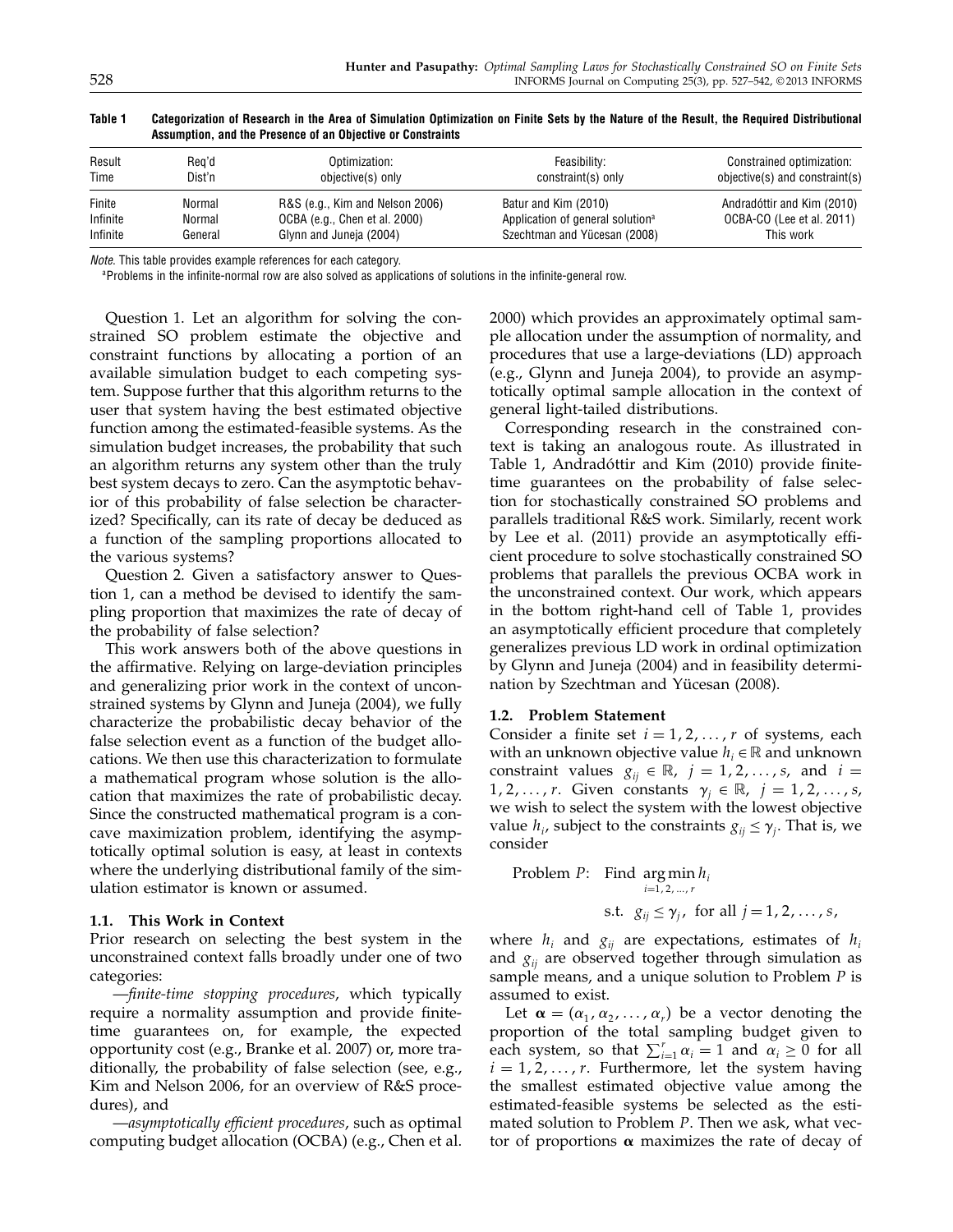**Table 1 Categorization of Research in the Area of Simulation Optimization on Finite Sets by the Nature of the Result, the Required Distributional Assumption, and the Presence of an Objective or Constraints**

| Result Time | Req'd Dist'n | Optimization: objective(s) only | Feasibility: constraint(s) only | Constrained optimization: objective(s) and constraint(s) |
|---|---|---|---|---|
| Finite | Normal | R&S (e.g., Kim and Nelson 2006) | Batur and Kim (2010) | Andradóttir and Kim (2010) |
| Infinite | Normal | OCBA (e.g., Chen et al. 2000) | Application of general solution[a] | OCBA-CO (Lee et al. 2011) |
| Infinite | General | Glynn and Juneja (2004) | Szechtman and Yücesan (2008) | This work |

*Note.* This table provides example references for each category.

[a]Problems in the infinite-normal row are also solved as applications of solutions in the infinite-general row.

Question 1. Let an algorithm for solving the constrained SO problem estimate the objective and constraint functions by allocating a portion of an available simulation budget to each competing system. Suppose further that this algorithm returns to the user that system having the best estimated objective function among the estimated-feasible systems. As the simulation budget increases, the probability that such an algorithm returns any system other than the truly best system decays to zero. Can the asymptotic behavior of this probability of false selection be characterized? Specifically, can its rate of decay be deduced as a function of the sampling proportions allocated to the various systems?

Question 2. Given a satisfactory answer to Question 1, can a method be devised to identify the sampling proportion that maximizes the rate of decay of the probability of false selection?

This work answers both of the above questions in the affirmative. Relying on large-deviation principles and generalizing prior work in the context of unconstrained systems by Glynn and Juneja (2004), we fully characterize the probabilistic decay behavior of the false selection event as a function of the budget allocations. We then use this characterization to formulate a mathematical program whose solution is the allocation that maximizes the rate of probabilistic decay. Since the constructed mathematical program is a concave maximization problem, identifying the asymptotically optimal solution is easy, at least in contexts where the underlying distributional family of the simulation estimator is known or assumed.

### 1.1. This Work in Context

Prior research on selecting the best system in the unconstrained context falls broadly under one of two categories:

—*finite-time stopping procedures*, which typically require a normality assumption and provide finite-time guarantees on, for example, the expected opportunity cost (e.g., Branke et al. 2007) or, more traditionally, the probability of false selection (see, e.g., Kim and Nelson 2006, for an overview of R&S procedures), and

—*asymptotically efficient procedures*, such as optimal computing budget allocation (OCBA) (e.g., Chen et al. 2000) which provides an approximately optimal sample allocation under the assumption of normality, and procedures that use a large-deviations (LD) approach (e.g., Glynn and Juneja 2004), to provide an asymptotically optimal sample allocation in the context of general light-tailed distributions.

Corresponding research in the constrained context is taking an analogous route. As illustrated in Table 1, Andradóttir and Kim (2010) provide finite-time guarantees on the probability of false selection for stochastically constrained SO problems and parallels traditional R&S work. Similarly, recent work by Lee et al. (2011) provide an asymptotically efficient procedure to solve stochastically constrained SO problems that parallels the previous OCBA work in the unconstrained context. Our work, which appears in the bottom right-hand cell of Table 1, provides an asymptotically efficient procedure that completely generalizes previous LD work in ordinal optimization by Glynn and Juneja (2004) and in feasibility determination by Szechtman and Yücesan (2008).

### 1.2. Problem Statement

Consider a finite set $i = 1, 2, \ldots, r$ of systems, each with an unknown objective value $h_i \in \mathbb{R}$ and unknown constraint values $g_{ij} \in \mathbb{R}$, $j = 1, 2, \ldots, s$, and $i = 1, 2, \ldots, r$. Given constants $\gamma_j \in \mathbb{R}$, $j = 1, 2, \ldots, s$, we wish to select the system with the lowest objective value $h_i$, subject to the constraints $g_{ij} \le \gamma_j$. That is, we consider

$$\text{Problem } P\text{:}\quad \text{Find } \operatorname*{arg\,min}_{i=1,2,\ldots,r} h_i$$
$$\text{s.t. } g_{ij} \le \gamma_j, \text{ for all } j = 1, 2, \ldots, s,$$

where $h_i$ and $g_{ij}$ are expectations, estimates of $h_i$ and $g_{ij}$ are observed together through simulation as sample means, and a unique solution to Problem $P$ is assumed to exist.

Let $\boldsymbol{\alpha} = (\alpha_1, \alpha_2, \ldots, \alpha_r)$ be a vector denoting the proportion of the total sampling budget given to each system, so that $\sum_{i=1}^{r} \alpha_i = 1$ and $\alpha_i \ge 0$ for all $i = 1, 2, \ldots, r$. Furthermore, let the system having the smallest estimated objective value among the estimated-feasible systems be selected as the estimated solution to Problem $P$. Then we ask, what vector of proportions $\boldsymbol{\alpha}$ maximizes the rate of decay of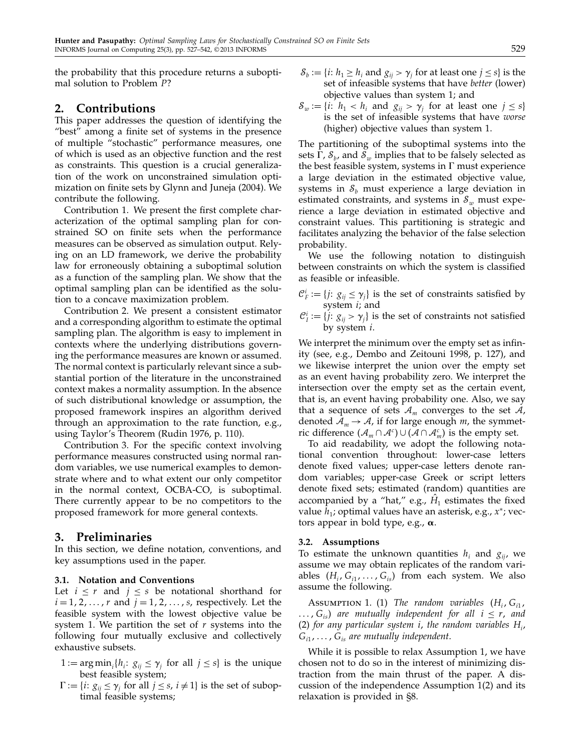the probability that this procedure returns a suboptimal solution to Problem $P$?

## 2. Contributions

This paper addresses the question of identifying the "best" among a finite set of systems in the presence of multiple "stochastic" performance measures, one of which is used as an objective function and the rest as constraints. This question is a crucial generalization of the work on unconstrained simulation optimization on finite sets by Glynn and Juneja (2004). We contribute the following.

Contribution 1. We present the first complete characterization of the optimal sampling plan for constrained SO on finite sets when the performance measures can be observed as simulation output. Relying on an LD framework, we derive the probability law for erroneously obtaining a suboptimal solution as a function of the sampling plan. We show that the optimal sampling plan can be identified as the solution to a concave maximization problem.

Contribution 2. We present a consistent estimator and a corresponding algorithm to estimate the optimal sampling plan. The algorithm is easy to implement in contexts where the underlying distributions governing the performance measures are known or assumed. The normal context is particularly relevant since a substantial portion of the literature in the unconstrained context makes a normality assumption. In the absence of such distributional knowledge or assumption, the proposed framework inspires an algorithm derived through an approximation to the rate function, e.g., using Taylor's Theorem (Rudin 1976, p. 110).

Contribution 3. For the specific context involving performance measures constructed using normal random variables, we use numerical examples to demonstrate where and to what extent our only competitor in the normal context, OCBA-CO, is suboptimal. There currently appear to be no competitors to the proposed framework for more general contexts.

## 3. Preliminaries

In this section, we define notation, conventions, and key assumptions used in the paper.

### 3.1. Notation and Conventions

Let $i \leq r$ and $j \leq s$ be notational shorthand for $i = 1, 2, \ldots, r$ and $j = 1, 2, \ldots, s$, respectively. Let the feasible system with the lowest objective value be system 1. We partition the set of $r$ systems into the following four mutually exclusive and collectively exhaustive subsets.

- $1 := \arg\min_i \{h_i\colon g_{ij} \leq \gamma_j \text{ for all } j \leq s\}$ is the unique best feasible system;
- $\Gamma := \{i\colon g_{ij} \leq \gamma_j \text{ for all } j \leq s, i \neq 1\}$ is the set of suboptimal feasible systems;
- $\mathcal{S}_b := \{i\colon h_1 \geq h_i \text{ and } g_{ij} > \gamma_j \text{ for at least one } j \leq s\}$ is the set of infeasible systems that have *better* (lower) objective values than system 1; and
- $\mathcal{S}_w := \{i\colon h_1 < h_i \text{ and } g_{ij} > \gamma_j \text{ for at least one } j \leq s\}$ is the set of infeasible systems that have *worse* (higher) objective values than system 1.

The partitioning of the suboptimal systems into the sets $\Gamma$, $\mathcal{S}_b$, and $\mathcal{S}_w$ implies that to be falsely selected as the best feasible system, systems in $\Gamma$ must experience a large deviation in the estimated objective value, systems in $\mathcal{S}_b$ must experience a large deviation in estimated constraints, and systems in $\mathcal{S}_w$ must experience a large deviation in estimated objective and constraint values. This partitioning is strategic and facilitates analyzing the behavior of the false selection probability.

We use the following notation to distinguish between constraints on which the system is classified as feasible or infeasible.

- $\mathcal{C}_F^i := \{j\colon g_{ij} \leq \gamma_j\}$ is the set of constraints satisfied by system $i$; and
- $\mathcal{C}_I^i := \{j\colon g_{ij} > \gamma_j\}$ is the set of constraints not satisfied by system $i$.

We interpret the minimum over the empty set as infinity (see, e.g., Dembo and Zeitouni 1998, p. 127), and we likewise interpret the union over the empty set as an event having probability zero. We interpret the intersection over the empty set as the certain event, that is, an event having probability one. Also, we say that a sequence of sets $\mathcal{A}_m$ converges to the set $\mathcal{A}$, denoted $\mathcal{A}_m \to \mathcal{A}$, if for large enough $m$, the symmetric difference $(\mathcal{A}_m \cap \mathcal{A}^c) \cup (\mathcal{A} \cap \mathcal{A}_m^c)$ is the empty set.

To aid readability, we adopt the following notational convention throughout: lower-case letters denote fixed values; upper-case letters denote random variables; upper-case Greek or script letters denote fixed sets; estimated (random) quantities are accompanied by a "hat," e.g., $\hat{H}_1$ estimates the fixed value $h_1$; optimal values have an asterisk, e.g., $x^*$; vectors appear in bold type, e.g., $\boldsymbol{\alpha}$.

### 3.2. Assumptions

To estimate the unknown quantities $h_i$ and $g_{ij}$, we assume we may obtain replicates of the random variables $(H_i, G_{i1}, \ldots, G_{is})$ from each system. We also assume the following.

Assumption 1. (1) *The random variables* $(H_i, G_{i1}, \ldots, G_{is})$ *are mutually independent for all* $i \leq r$, *and* (2) *for any particular system* $i$, *the random variables* $H_i$, $G_{i1}, \ldots, G_{is}$ *are mutually independent.*

While it is possible to relax Assumption 1, we have chosen not to do so in the interest of minimizing distraction from the main thrust of the paper. A discussion of the independence Assumption 1(2) and its relaxation is provided in §8.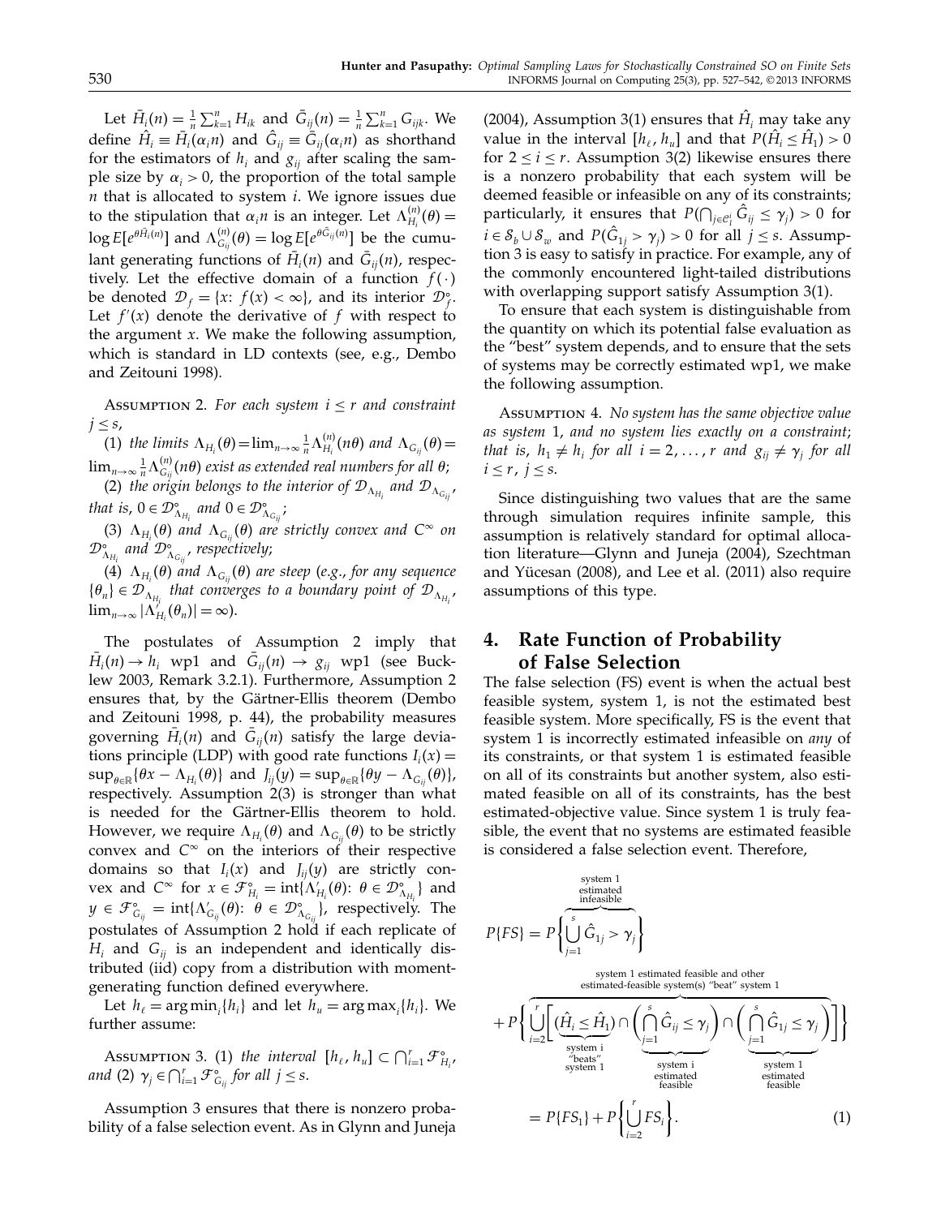Let $\bar{H}_i(n) = \frac{1}{n}\sum_{k=1}^{n} H_{ik}$ and $\bar{G}_{ij}(n) = \frac{1}{n}\sum_{k=1}^{n} G_{ijk}$. We define $\hat{H}_i \equiv \bar{H}_i(\alpha_i n)$ and $\hat{G}_{ij} \equiv \bar{G}_{ij}(\alpha_i n)$ as shorthand for the estimators of $h_i$ and $g_{ij}$ after scaling the sample size by $\alpha_i > 0$, the proportion of the total sample $n$ that is allocated to system $i$. We ignore issues due to the stipulation that $\alpha_i n$ is an integer. Let $\Lambda^{(n)}_{H_i}(\theta) = \log E[e^{\theta \bar{H}_i(n)}]$ and $\Lambda^{(n)}_{G_{ij}}(\theta) = \log E[e^{\theta \bar{G}_{ij}(n)}]$ be the cumulant generating functions of $\bar{H}_i(n)$ and $\bar{G}_{ij}(n)$, respectively. Let the effective domain of a function $f(\cdot)$ be denoted $\mathcal{D}_f = \{x\colon f(x) < \infty\}$, and its interior $\mathcal{D}^\circ_f$. Let $f'(x)$ denote the derivative of $f$ with respect to the argument $x$. We make the following assumption, which is standard in LD contexts (see, e.g., Dembo and Zeitouni 1998).

Assumption 2. *For each system $i \le r$ and constraint $j \le s$,*

(1) *the limits $\Lambda_{H_i}(\theta) = \lim_{n\to\infty} \frac{1}{n}\Lambda^{(n)}_{H_i}(n\theta)$ and $\Lambda_{G_{ij}}(\theta) = \lim_{n\to\infty} \frac{1}{n}\Lambda^{(n)}_{G_{ij}}(n\theta)$ exist as extended real numbers for all $\theta$;*

(2) *the origin belongs to the interior of $\mathcal{D}_{\Lambda_{H_i}}$ and $\mathcal{D}_{\Lambda_{G_{ij}}}$, that is, $0 \in \mathcal{D}^\circ_{\Lambda_{H_i}}$ and $0 \in \mathcal{D}^\circ_{\Lambda_{G_{ij}}}$;*

(3) *$\Lambda_{H_i}(\theta)$ and $\Lambda_{G_{ij}}(\theta)$ are strictly convex and $C^\infty$ on $\mathcal{D}^\circ_{\Lambda_{H_i}}$ and $\mathcal{D}^\circ_{\Lambda_{G_{ij}}}$, respectively;*

(4) *$\Lambda_{H_i}(\theta)$ and $\Lambda_{G_{ij}}(\theta)$ are steep (e.g., for any sequence $\{\theta_n\} \in \mathcal{D}_{\Lambda_{H_i}}$ that converges to a boundary point of $\mathcal{D}_{\Lambda_{H_i}}$, $\lim_{n\to\infty} |\Lambda'_{H_i}(\theta_n)| = \infty$).*

The postulates of Assumption 2 imply that $\bar{H}_i(n) \to h_i$ wp1 and $\bar{G}_{ij}(n) \to g_{ij}$ wp1 (see Bucklew 2003, Remark 3.2.1). Furthermore, Assumption 2 ensures that, by the Gärtner-Ellis theorem (Dembo and Zeitouni 1998, p. 44), the probability measures governing $\bar{H}_i(n)$ and $\bar{G}_{ij}(n)$ satisfy the large deviations principle (LDP) with good rate functions $I_i(x) = \sup_{\theta\in\mathbb{R}}\{\theta x - \Lambda_{H_i}(\theta)\}$ and $J_{ij}(y) = \sup_{\theta\in\mathbb{R}}\{\theta y - \Lambda_{G_{ij}}(\theta)\}$, respectively. Assumption 2(3) is stronger than what is needed for the Gärtner-Ellis theorem to hold. However, we require $\Lambda_{H_i}(\theta)$ and $\Lambda_{G_{ij}}(\theta)$ to be strictly convex and $C^\infty$ on the interiors of their respective domains so that $I_i(x)$ and $J_{ij}(y)$ are strictly convex and $C^\infty$ for $x \in \mathcal{F}^\circ_{H_i} = \operatorname{int}\{\Lambda'_{H_i}(\theta)\colon \theta \in \mathcal{D}^\circ_{\Lambda_{H_i}}\}$ and $y \in \mathcal{F}^\circ_{G_{ij}} = \operatorname{int}\{\Lambda'_{G_{ij}}(\theta)\colon \theta \in \mathcal{D}^\circ_{\Lambda_{G_{ij}}}\}$, respectively. The postulates of Assumption 2 hold if each replicate of $H_i$ and $G_{ij}$ is an independent and identically distributed (iid) copy from a distribution with moment-generating function defined everywhere.

Let $h_\ell = \arg\min_i\{h_i\}$ and let $h_u = \arg\max_i\{h_i\}$. We further assume:

Assumption 3. (1) *the interval $[h_\ell, h_u] \subset \bigcap_{i=1}^{r} \mathcal{F}^\circ_{H_i}$, and* (2) *$\gamma_j \in \bigcap_{i=1}^{r} \mathcal{F}^\circ_{G_{ij}}$ for all $j \le s$.*

Assumption 3 ensures that there is nonzero probability of a false selection event. As in Glynn and Juneja (2004), Assumption 3(1) ensures that $\hat{H}_i$ may take any value in the interval $[h_\ell, h_u]$ and that $P(\hat{H}_i \le \hat{H}_1) > 0$ for $2 \le i \le r$. Assumption 3(2) likewise ensures there is a nonzero probability that each system will be deemed feasible or infeasible on any of its constraints; particularly, it ensures that $P(\bigcap_{j\in\mathcal{C}^i_I} \hat{G}_{ij} \le \gamma_j) > 0$ for $i \in \mathcal{S}_b \cup \mathcal{S}_w$ and $P(\hat{G}_{1j} > \gamma_j) > 0$ for all $j \le s$. Assumption 3 is easy to satisfy in practice. For example, any of the commonly encountered light-tailed distributions with overlapping support satisfy Assumption 3(1).

To ensure that each system is distinguishable from the quantity on which its potential false evaluation as the "best" system depends, and to ensure that the sets of systems may be correctly estimated wp1, we make the following assumption.

Assumption 4. *No system has the same objective value as system 1, and no system lies exactly on a constraint; that is, $h_1 \ne h_i$ for all $i = 2, \ldots, r$ and $g_{ij} \ne \gamma_j$ for all $i \le r$, $j \le s$.*

Since distinguishing two values that are the same through simulation requires infinite sample, this assumption is relatively standard for optimal allocation literature—Glynn and Juneja (2004), Szechtman and Yücesan (2008), and Lee et al. (2011) also require assumptions of this type.

## 4. Rate Function of Probability of False Selection

The false selection (FS) event is when the actual best feasible system, system 1, is not the estimated best feasible system. More specifically, FS is the event that system 1 is incorrectly estimated infeasible on *any* of its constraints, or that system 1 is estimated feasible on all of its constraints but another system, also estimated feasible on all of its constraints, has the best estimated-objective value. Since system 1 is truly feasible, the event that no systems are estimated feasible is considered a false selection event. Therefore,

$$
\begin{aligned}
P\{FS\} &= P\Bigg\{\overbrace{\bigcup_{j=1}^{s} \hat{G}_{1j} > \gamma_j}^{\text{system 1 estimated infeasible}}\Bigg\} \\
&\quad + P\Bigg\{\overbrace{\bigcup_{i=2}^{r}\Bigg[\underbrace{(\hat{H}_i \le \hat{H}_1)}_{\text{system } i \text{ "beats" system 1}} \cap \underbrace{\Bigg(\bigcap_{j=1}^{s} \hat{G}_{ij} \le \gamma_j\Bigg)}_{\text{system } i \text{ estimated feasible}} \cap \underbrace{\Bigg(\bigcap_{j=1}^{s} \hat{G}_{1j} \le \gamma_j\Bigg)}_{\text{system 1 estimated feasible}}\Bigg]}^{\text{system 1 estimated feasible and other estimated-feasible system(s) "beat" system 1}}\Bigg\} \\
&= P\{FS_1\} + P\Bigg\{\bigcup_{i=2}^{r} FS_i\Bigg\}. \qquad (1)
\end{aligned}
$$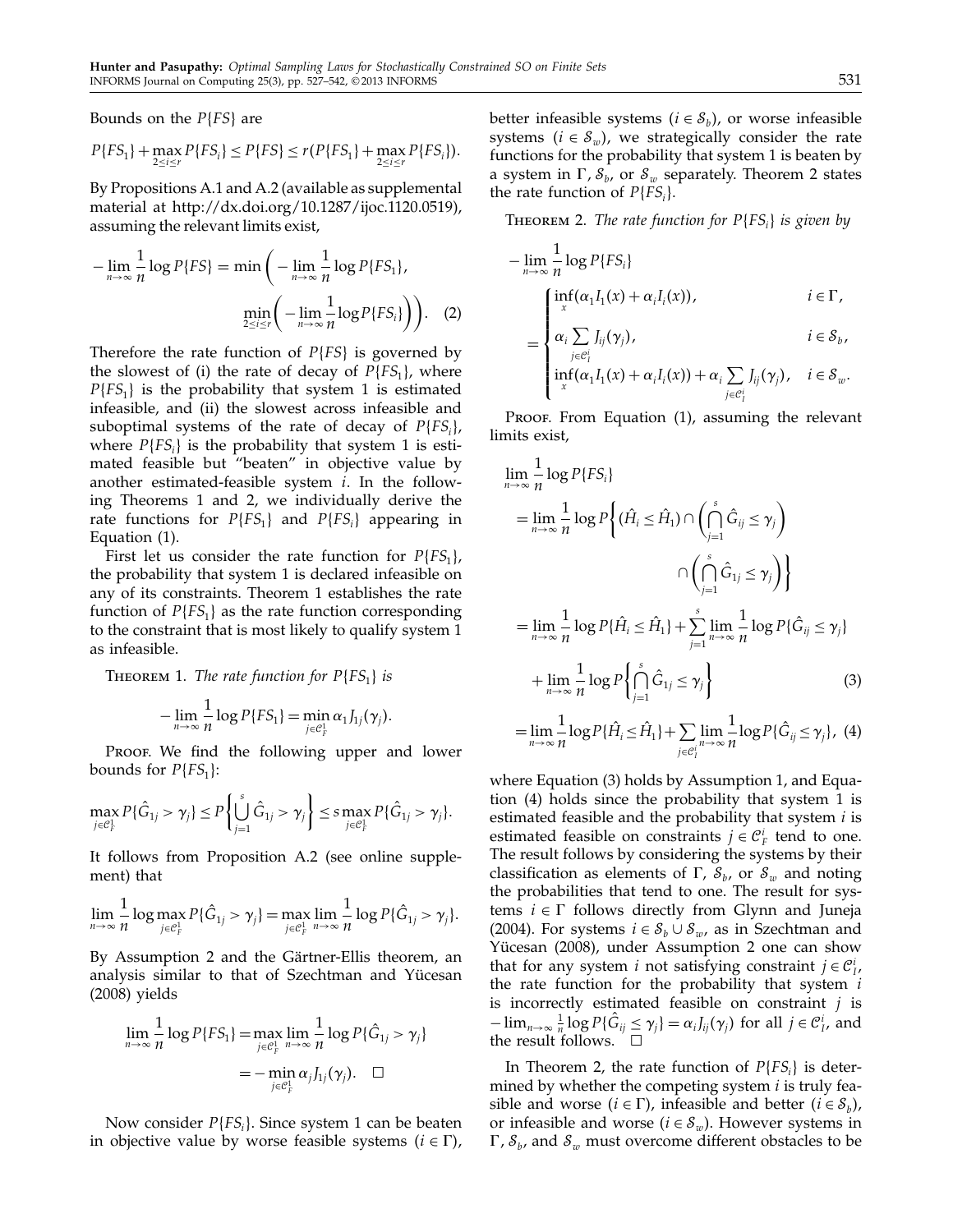Bounds on the $P\{FS\}$ are

$$P\{FS_1\} + \max_{2\le i\le r} P\{FS_i\} \le P\{FS\} \le r(P\{FS_1\} + \max_{2\le i\le r} P\{FS_i\}).$$

By Propositions A.1 and A.2 (available as supplemental material at http://dx.doi.org/10.1287/ijoc.1120.0519), assuming the relevant limits exist,

$$-\lim_{n\to\infty}\frac{1}{n}\log P\{FS\} = \min\left(-\lim_{n\to\infty}\frac{1}{n}\log P\{FS_1\},\ \min_{2\le i\le r}\left(-\lim_{n\to\infty}\frac{1}{n}\log P\{FS_i\}\right)\right). \quad (2)$$

Therefore the rate function of $P\{FS\}$ is governed by the slowest of (i) the rate of decay of $P\{FS_1\}$, where $P\{FS_1\}$ is the probability that system 1 is estimated infeasible, and (ii) the slowest across infeasible and suboptimal systems of the rate of decay of $P\{FS_i\}$, where $P\{FS_i\}$ is the probability that system 1 is estimated feasible but "beaten" in objective value by another estimated-feasible system $i$. In the following Theorems 1 and 2, we individually derive the rate functions for $P\{FS_1\}$ and $P\{FS_i\}$ appearing in Equation (1).

First let us consider the rate function for $P\{FS_1\}$, the probability that system 1 is declared infeasible on any of its constraints. Theorem 1 establishes the rate function of $P\{FS_1\}$ as the rate function corresponding to the constraint that is most likely to qualify system 1 as infeasible.

**Theorem 1.** *The rate function for $P\{FS_1\}$ is*

$$-\lim_{n\to\infty}\frac{1}{n}\log P\{FS_1\} = \min_{j\in\mathcal{C}_F^1}\alpha_1 J_{1j}(\gamma_j).$$

Proof. We find the following upper and lower bounds for $P\{FS_1\}$:

$$\max_{j\in\mathcal{C}_F^1} P\{\hat{G}_{1j} > \gamma_j\} \le P\left\{\bigcup_{j=1}^{s}\hat{G}_{1j} > \gamma_j\right\} \le s\max_{j\in\mathcal{C}_F^1} P\{\hat{G}_{1j} > \gamma_j\}.$$

It follows from Proposition A.2 (see online supplement) that

$$\lim_{n\to\infty}\frac{1}{n}\log\max_{j\in\mathcal{C}_F^1} P\{\hat{G}_{1j} > \gamma_j\} = \max_{j\in\mathcal{C}_F^1}\lim_{n\to\infty}\frac{1}{n}\log P\{\hat{G}_{1j} > \gamma_j\}.$$

By Assumption 2 and the Gärtner-Ellis theorem, an analysis similar to that of Szechtman and Yücesan (2008) yields

$$\lim_{n\to\infty}\frac{1}{n}\log P\{FS_1\} = \max_{j\in\mathcal{C}_F^1}\lim_{n\to\infty}\frac{1}{n}\log P\{\hat{G}_{1j} > \gamma_j\} = -\min_{j\in\mathcal{C}_F^1}\alpha_j J_{1j}(\gamma_j). \quad \square$$

Now consider $P\{FS_i\}$. Since system 1 can be beaten in objective value by worse feasible systems ($i\in\Gamma$), better infeasible systems ($i\in\mathcal{S}_b$), or worse infeasible systems ($i\in\mathcal{S}_w$), we strategically consider the rate functions for the probability that system 1 is beaten by a system in $\Gamma$, $\mathcal{S}_b$, or $\mathcal{S}_w$ separately. Theorem 2 states the rate function of $P\{FS_i\}$.

**Theorem 2.** *The rate function for $P\{FS_i\}$ is given by*

$$-\lim_{n\to\infty}\frac{1}{n}\log P\{FS_i\} = \begin{cases}\inf_x(\alpha_1 I_1(x) + \alpha_i I_i(x)), & i\in\Gamma,\\ \alpha_i\sum_{j\in\mathcal{C}_I^i} J_{ij}(\gamma_j), & i\in\mathcal{S}_b,\\ \inf_x(\alpha_1 I_1(x) + \alpha_i I_i(x)) + \alpha_i\sum_{j\in\mathcal{C}_I^i} J_{ij}(\gamma_j), & i\in\mathcal{S}_w.\end{cases}$$

Proof. From Equation (1), assuming the relevant limits exist,

$$\begin{aligned}
\lim_{n\to\infty}\frac{1}{n}\log P\{FS_i\} &= \lim_{n\to\infty}\frac{1}{n}\log P\left\{(\hat{H}_i\le\hat{H}_1)\cap\left(\bigcap_{j=1}^{s}\hat{G}_{ij}\le\gamma_j\right)\cap\left(\bigcap_{j=1}^{s}\hat{G}_{1j}\le\gamma_j\right)\right\}\\
&= \lim_{n\to\infty}\frac{1}{n}\log P\{\hat{H}_i\le\hat{H}_1\} + \sum_{j=1}^{s}\lim_{n\to\infty}\frac{1}{n}\log P\{\hat{G}_{ij}\le\gamma_j\}\\
&\quad + \lim_{n\to\infty}\frac{1}{n}\log P\left\{\bigcap_{j=1}^{s}\hat{G}_{1j}\le\gamma_j\right\} \qquad (3)\\
&= \lim_{n\to\infty}\frac{1}{n}\log P\{\hat{H}_i\le\hat{H}_1\} + \sum_{j\in\mathcal{C}_I^i}\lim_{n\to\infty}\frac{1}{n}\log P\{\hat{G}_{ij}\le\gamma_j\}, \qquad (4)
\end{aligned}$$

where Equation (3) holds by Assumption 1, and Equation (4) holds since the probability that system 1 is estimated feasible and the probability that system $i$ is estimated feasible on constraints $j\in\mathcal{C}_F^i$ tend to one. The result follows by considering the systems by their classification as elements of $\Gamma$, $\mathcal{S}_b$, or $\mathcal{S}_w$ and noting the probabilities that tend to one. The result for systems $i\in\Gamma$ follows directly from Glynn and Juneja (2004). For systems $i\in\mathcal{S}_b\cup\mathcal{S}_w$, as in Szechtman and Yücesan (2008), under Assumption 2 one can show that for any system $i$ not satisfying constraint $j\in\mathcal{C}_I^i$, the rate function for the probability that system $i$ is incorrectly estimated feasible on constraint $j$ is $-\lim_{n\to\infty}\frac{1}{n}\log P\{\hat{G}_{ij}\le\gamma_j\} = \alpha_i J_{ij}(\gamma_j)$ for all $j\in\mathcal{C}_I^i$, and the result follows. $\square$

In Theorem 2, the rate function of $P\{FS_i\}$ is determined by whether the competing system $i$ is truly feasible and worse ($i\in\Gamma$), infeasible and better ($i\in\mathcal{S}_b$), or infeasible and worse ($i\in\mathcal{S}_w$). However systems in $\Gamma$, $\mathcal{S}_b$, and $\mathcal{S}_w$ must overcome different obstacles to be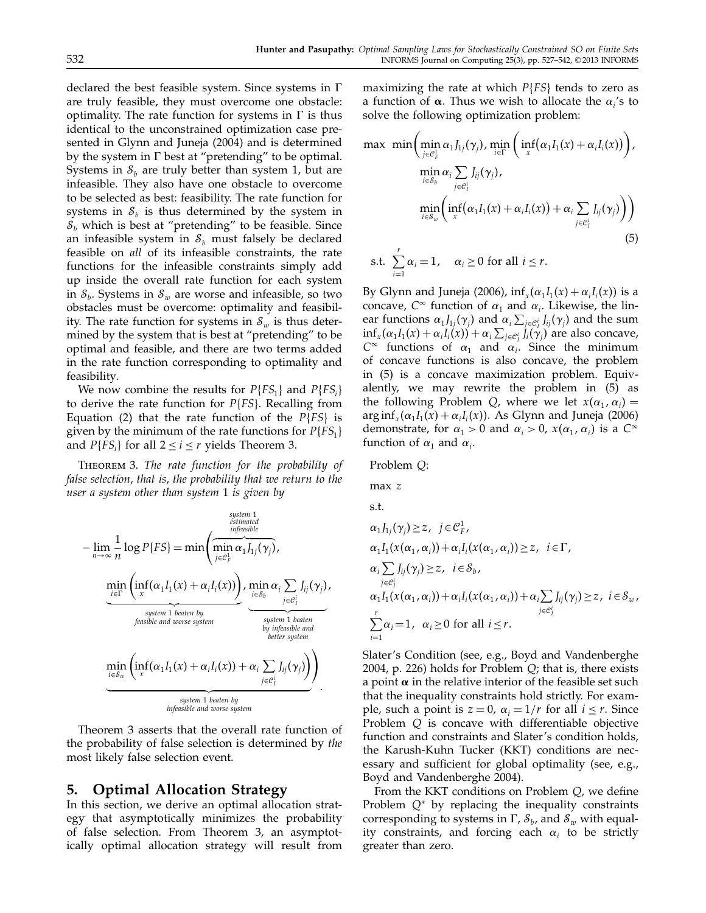declared the best feasible system. Since systems in $\Gamma$ are truly feasible, they must overcome one obstacle: optimality. The rate function for systems in $\Gamma$ is thus identical to the unconstrained optimization case presented in Glynn and Juneja (2004) and is determined by the system in $\Gamma$ best at "pretending" to be optimal. Systems in $\mathcal{S}_b$ are truly better than system 1, but are infeasible. They also have one obstacle to overcome to be selected as best: feasibility. The rate function for systems in $\mathcal{S}_b$ is thus determined by the system in $\mathcal{S}_b$ which is best at "pretending" to be feasible. Since an infeasible system in $\mathcal{S}_b$ must falsely be declared feasible on *all* of its infeasible constraints, the rate functions for the infeasible constraints simply add up inside the overall rate function for each system in $\mathcal{S}_b$. Systems in $\mathcal{S}_w$ are worse and infeasible, so two obstacles must be overcome: optimality and feasibility. The rate function for systems in $\mathcal{S}_w$ is thus determined by the system that is best at "pretending" to be optimal and feasible, and there are two terms added in the rate function corresponding to optimality and feasibility.

We now combine the results for $P\{FS_1\}$ and $P\{FS_i\}$ to derive the rate function for $P\{FS\}$. Recalling from Equation (2) that the rate function of the $P\{FS\}$ is given by the minimum of the rate functions for $P\{FS_1\}$ and $P\{FS_i\}$ for all $2 \le i \le r$ yields Theorem 3.

**Theorem 3.** *The rate function for the probability of false selection, that is, the probability that we return to the user a system other than system* 1 *is given by*

$$-\lim_{n\to\infty}\frac{1}{n}\log P\{FS\} = \min\Bigg(\overbrace{\min_{j\in\mathcal{C}_F^1}\alpha_1 J_{1j}(\gamma_j)}^{\substack{\text{system 1}\\ \text{estimated}\\ \text{infeasible}}},\ \underbrace{\min_{i\in\Gamma}\left(\inf_x(\alpha_1 I_1(x)+\alpha_i I_i(x))\right)}_{\substack{\text{system 1 beaten by}\\ \text{feasible and worse system}}},\ \underbrace{\min_{i\in\mathcal{S}_b}\alpha_i\sum_{j\in\mathcal{C}_I^i}J_{ij}(\gamma_j)}_{\substack{\text{system 1 beaten}\\ \text{by infeasible and}\\ \text{better system}}},$$
$$\underbrace{\min_{i\in\mathcal{S}_w}\left(\inf_x(\alpha_1 I_1(x)+\alpha_i I_i(x))+\alpha_i\sum_{j\in\mathcal{C}_I^i}J_{ij}(\gamma_j)\right)}_{\substack{\text{system 1 beaten by}\\ \text{infeasible and worse system}}}\Bigg).$$

Theorem 3 asserts that the overall rate function of the probability of false selection is determined by *the* most likely false selection event.

## 5. Optimal Allocation Strategy

In this section, we derive an optimal allocation strategy that asymptotically minimizes the probability of false selection. From Theorem 3, an asymptotically optimal allocation strategy will result from maximizing the rate at which $P\{FS\}$ tends to zero as a function of $\boldsymbol{\alpha}$. Thus we wish to allocate the $\alpha_i$'s to solve the following optimization problem:

$$\begin{aligned}\max\ \min\Bigg(&\min_{j\in\mathcal{C}_F^1}\alpha_1 J_{1j}(\gamma_j),\ \min_{i\in\Gamma}\left(\inf_x\big(\alpha_1 I_1(x)+\alpha_i I_i(x)\big)\right),\\ &\min_{i\in\mathcal{S}_b}\alpha_i\sum_{j\in\mathcal{C}_I^i}J_{ij}(\gamma_j),\\ &\min_{i\in\mathcal{S}_w}\left(\inf_x\big(\alpha_1 I_1(x)+\alpha_i I_i(x)\big)+\alpha_i\sum_{j\in\mathcal{C}_I^i}J_{ij}(\gamma_j)\right)\Bigg)\end{aligned}\tag{5}$$

$$\text{s.t. } \sum_{i=1}^r \alpha_i = 1,\quad \alpha_i \ge 0 \text{ for all } i\le r.$$

By Glynn and Juneja (2006), $\inf_x(\alpha_1 I_1(x)+\alpha_i I_i(x))$ is a concave, $C^\infty$ function of $\alpha_1$ and $\alpha_i$. Likewise, the linear functions $\alpha_1 J_{1j}(\gamma_j)$ and $\alpha_i\sum_{j\in\mathcal{C}_I^i}J_{ij}(\gamma_j)$ and the sum $\inf_x(\alpha_1 I_1(x)+\alpha_i I_i(x))+\alpha_i\sum_{j\in\mathcal{C}_I^i}J_i(\gamma_j)$ are also concave, $C^\infty$ functions of $\alpha_1$ and $\alpha_i$. Since the minimum of concave functions is also concave, the problem in (5) is a concave maximization problem. Equivalently, we may rewrite the problem in (5) as the following Problem $Q$, where we let $x(\alpha_1,\alpha_i) = \arg\inf_x(\alpha_1 I_1(x)+\alpha_i I_i(x))$. As Glynn and Juneja (2006) demonstrate, for $\alpha_1 > 0$ and $\alpha_i > 0$, $x(\alpha_1,\alpha_i)$ is a $C^\infty$ function of $\alpha_1$ and $\alpha_i$.

Problem $Q$:

$\max\ z$

s.t.

$$\begin{aligned}&\alpha_1 J_{1j}(\gamma_j)\ge z,\quad j\in\mathcal{C}_F^1,\\ &\alpha_1 I_1(x(\alpha_1,\alpha_i))+\alpha_i I_i(x(\alpha_1,\alpha_i))\ge z,\quad i\in\Gamma,\\ &\alpha_i\sum_{j\in\mathcal{C}_I^i}J_{ij}(\gamma_j)\ge z,\quad i\in\mathcal{S}_b,\\ &\alpha_1 I_1(x(\alpha_1,\alpha_i))+\alpha_i I_i(x(\alpha_1,\alpha_i))+\alpha_i\sum_{j\in\mathcal{C}_I^i}J_{ij}(\gamma_j)\ge z,\quad i\in\mathcal{S}_w,\\ &\sum_{i=1}^r\alpha_i = 1,\quad \alpha_i\ge 0 \text{ for all } i\le r.\end{aligned}$$

Slater's Condition (see, e.g., Boyd and Vandenberghe 2004, p. 226) holds for Problem $Q$; that is, there exists a point $\boldsymbol{\alpha}$ in the relative interior of the feasible set such that the inequality constraints hold strictly. For example, such a point is $z = 0$, $\alpha_i = 1/r$ for all $i\le r$. Since Problem $Q$ is concave with differentiable objective function and constraints and Slater's condition holds, the Karush-Kuhn Tucker (KKT) conditions are necessary and sufficient for global optimality (see, e.g., Boyd and Vandenberghe 2004).

From the KKT conditions on Problem $Q$, we define Problem $Q^*$ by replacing the inequality constraints corresponding to systems in $\Gamma$, $\mathcal{S}_b$, and $\mathcal{S}_w$ with equality constraints, and forcing each $\alpha_i$ to be strictly greater than zero.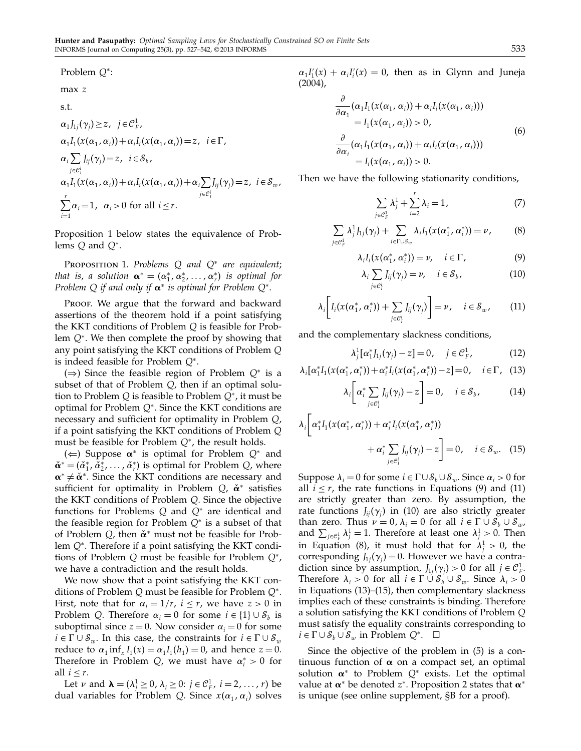Problem $Q^*$:

$$
\begin{aligned}
&\max\ z\\
&\text{s.t.}\\
&\alpha_1 J_{1j}(\gamma_j) \geq z,\ \ j \in \mathcal{C}_F^1,\\
&\alpha_1 I_1(x(\alpha_1, \alpha_i)) + \alpha_i I_i(x(\alpha_1, \alpha_i)) = z,\ \ i \in \Gamma,\\
&\alpha_i \sum_{j \in \mathcal{C}_I^i} J_{ij}(\gamma_j) = z,\ \ i \in \mathcal{S}_b,\\
&\alpha_1 I_1(x(\alpha_1, \alpha_i)) + \alpha_i I_i(x(\alpha_1, \alpha_i)) + \alpha_i \sum_{j \in \mathcal{C}_I^i} J_{ij}(\gamma_j) = z,\ \ i \in \mathcal{S}_w,\\
&\sum_{i=1}^{r} \alpha_i = 1,\ \ \alpha_i > 0 \text{ for all } i \leq r.
\end{aligned}
$$

Proposition 1 below states the equivalence of Problems $Q$ and $Q^*$.

Proposition 1. *Problems $Q$ and $Q^*$ are equivalent; that is, a solution $\boldsymbol{\alpha}^* = (\alpha_1^*, \alpha_2^*, \ldots, \alpha_r^*)$ is optimal for Problem $Q$ if and only if $\boldsymbol{\alpha}^*$ is optimal for Problem $Q^*$.*

Proof. We argue that the forward and backward assertions of the theorem hold if a point satisfying the KKT conditions of Problem $Q$ is feasible for Problem $Q^*$. We then complete the proof by showing that any point satisfying the KKT conditions of Problem $Q$ is indeed feasible for Problem $Q^*$.

($\Rightarrow$) Since the feasible region of Problem $Q^*$ is a subset of that of Problem $Q$, then if an optimal solution to Problem $Q$ is feasible to Problem $Q^*$, it must be optimal for Problem $Q^*$. Since the KKT conditions are necessary and sufficient for optimality in Problem $Q$, if a point satisfying the KKT conditions of Problem $Q$ must be feasible for Problem $Q^*$, the result holds.

($\Leftarrow$) Suppose $\boldsymbol{\alpha}^*$ is optimal for Problem $Q^*$ and $\check{\boldsymbol{\alpha}}^* = (\check{\alpha}_1^*, \check{\alpha}_2^*, \ldots, \check{\alpha}_r^*)$ is optimal for Problem $Q$, where $\boldsymbol{\alpha}^* \neq \check{\boldsymbol{\alpha}}^*$. Since the KKT conditions are necessary and sufficient for optimality in Problem $Q$, $\check{\boldsymbol{\alpha}}^*$ satisfies the KKT conditions of Problem $Q$. Since the objective functions for Problems $Q$ and $Q^*$ are identical and the feasible region for Problem $Q^*$ is a subset of that of Problem $Q$, then $\check{\boldsymbol{\alpha}}^*$ must not be feasible for Problem $Q^*$. Therefore if a point satisfying the KKT conditions of Problem $Q$ must be feasible for Problem $Q^*$, we have a contradiction and the result holds.

We now show that a point satisfying the KKT conditions of Problem $Q$ must be feasible for Problem $Q^*$. First, note that for $\alpha_i = 1/r$, $i \leq r$, we have $z > 0$ in Problem $Q$. Therefore $\alpha_i = 0$ for some $i \in \{1\} \cup \mathcal{S}_b$ is suboptimal since $z = 0$. Now consider $\alpha_i = 0$ for some $i \in \Gamma \cup \mathcal{S}_w$. In this case, the constraints for $i \in \Gamma \cup \mathcal{S}_w$ reduce to $\alpha_1 \inf_x I_1(x) = \alpha_1 I_1(h_1) = 0$, and hence $z = 0$. Therefore in Problem $Q$, we must have $\alpha_i^* > 0$ for all $i \leq r$.

Let $\nu$ and $\boldsymbol{\lambda} = (\lambda_j^1 \geq 0, \lambda_i \geq 0\colon j \in \mathcal{C}_F^1,\ i = 2, \ldots, r)$ be dual variables for Problem $Q$. Since $x(\alpha_1, \alpha_i)$ solves $\alpha_1 I_1'(x) + \alpha_i I_i'(x) = 0$, then as in Glynn and Juneja (2004),

$$
\begin{aligned}
&\frac{\partial}{\partial \alpha_1}(\alpha_1 I_1(x(\alpha_1, \alpha_i)) + \alpha_i I_i(x(\alpha_1, \alpha_i)))\\
&\quad = I_1(x(\alpha_1, \alpha_i)) > 0,\\
&\frac{\partial}{\partial \alpha_i}(\alpha_1 I_1(x(\alpha_1, \alpha_i)) + \alpha_i I_i(x(\alpha_1, \alpha_i)))\\
&\quad = I_i(x(\alpha_1, \alpha_i)) > 0.
\end{aligned} \tag{6}
$$

Then we have the following stationarity conditions,

$$\sum_{j \in \mathcal{C}_F^1} \lambda_j^1 + \sum_{i=2}^{r} \lambda_i = 1, \tag{7}$$

$$\sum_{j \in \mathcal{C}_F^1} \lambda_j^1 J_{1j}(\gamma_j) + \sum_{i \in \Gamma \cup \mathcal{S}_w} \lambda_i I_1(x(\alpha_1^*, \alpha_i^*)) = \nu, \tag{8}$$

$$\lambda_i I_i(x(\alpha_1^*, \alpha_i^*)) = \nu, \quad i \in \Gamma, \tag{9}$$

$$\lambda_i \sum_{j \in \mathcal{C}_I^i} J_{ij}(\gamma_j) = \nu, \quad i \in \mathcal{S}_b, \tag{10}$$

$$\lambda_i \left[ I_i(x(\alpha_1^*, \alpha_i^*)) + \sum_{j \in \mathcal{C}_I^i} J_{ij}(\gamma_j) \right] = \nu, \quad i \in \mathcal{S}_w, \tag{11}$$

and the complementary slackness conditions,

$$\lambda_j^1[\alpha_1^* J_{1j}(\gamma_j) - z] = 0, \quad j \in \mathcal{C}_F^1, \tag{12}$$

$$\lambda_i[\alpha_1^* I_1(x(\alpha_1^*, \alpha_i^*)) + \alpha_i^* I_i(x(\alpha_1^*, \alpha_i^*)) - z] = 0, \quad i \in \Gamma, \tag{13}$$

$$\lambda_i \left[ \alpha_i^* \sum_{j \in \mathcal{C}_I^i} J_{ij}(\gamma_j) - z \right] = 0, \quad i \in \mathcal{S}_b, \tag{14}$$

$$\lambda_i \left[ \alpha_1^* I_1(x(\alpha_1^*, \alpha_i^*)) + \alpha_i^* I_i(x(\alpha_1^*, \alpha_i^*)) + \alpha_i^* \sum_{j \in \mathcal{C}_I^i} J_{ij}(\gamma_j) - z \right] = 0, \quad i \in \mathcal{S}_w. \tag{15}$$

Suppose $\lambda_i = 0$ for some $i \in \Gamma \cup \mathcal{S}_b \cup \mathcal{S}_w$. Since $\alpha_i > 0$ for all $i \leq r$, the rate functions in Equations (9) and (11) are strictly greater than zero. By assumption, the rate functions $J_{ij}(\gamma_j)$ in (10) are also strictly greater than zero. Thus $\nu = 0$, $\lambda_i = 0$ for all $i \in \Gamma \cup \mathcal{S}_b \cup \mathcal{S}_w$, and $\sum_{j \in \mathcal{C}_F^1} \lambda_j^1 = 1$. Therefore at least one $\lambda_j^1 > 0$. Then in Equation (8), it must hold that for $\lambda_j^1 > 0$, the corresponding $J_{1j}(\gamma_j) = 0$. However we have a contradiction since by assumption, $J_{1j}(\gamma_j) > 0$ for all $j \in \mathcal{C}_F^1$. Therefore $\lambda_i > 0$ for all $i \in \Gamma \cup \mathcal{S}_b \cup \mathcal{S}_w$. Since $\lambda_i > 0$ in Equations (13)–(15), then complementary slackness implies each of these constraints is binding. Therefore a solution satisfying the KKT conditions of Problem $Q$ must satisfy the equality constraints corresponding to $i \in \Gamma \cup \mathcal{S}_b \cup \mathcal{S}_w$ in Problem $Q^*$. $\square$

Since the objective of the problem in (5) is a continuous function of $\boldsymbol{\alpha}$ on a compact set, an optimal solution $\boldsymbol{\alpha}^*$ to Problem $Q^*$ exists. Let the optimal value at $\boldsymbol{\alpha}^*$ be denoted $z^*$. Proposition 2 states that $\boldsymbol{\alpha}^*$ is unique (see online supplement, §B for a proof).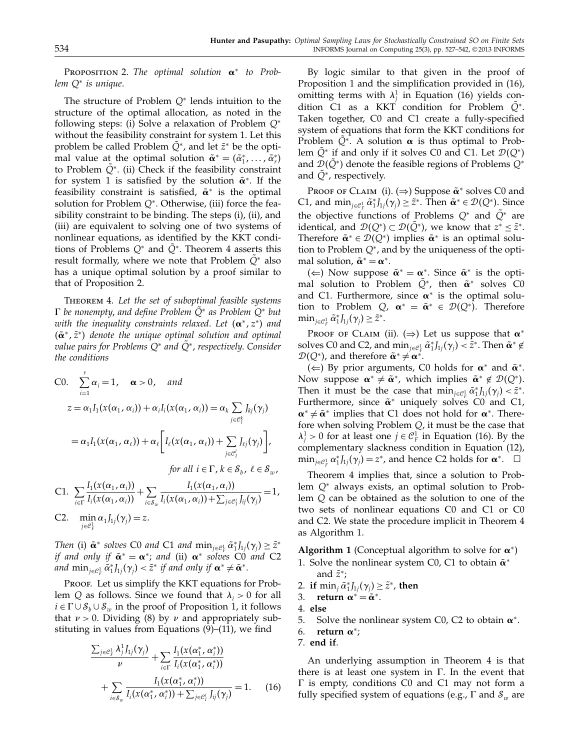Proposition 2. *The optimal solution* $\boldsymbol{\alpha}^*$ *to Problem* $Q^*$ *is unique.*

The structure of Problem $Q^*$ lends intuition to the structure of the optimal allocation, as noted in the following steps: (i) Solve a relaxation of Problem $Q^*$ without the feasibility constraint for system 1. Let this problem be called Problem $\tilde{Q}^*$, and let $\tilde{z}^*$ be the optimal value at the optimal solution $\tilde{\boldsymbol{\alpha}}^* = (\tilde{\alpha}_1^*, \ldots, \tilde{\alpha}_r^*)$ to Problem $\tilde{Q}^*$. (ii) Check if the feasibility constraint for system 1 is satisfied by the solution $\tilde{\boldsymbol{\alpha}}^*$. If the feasibility constraint is satisfied, $\tilde{\boldsymbol{\alpha}}^*$ is the optimal solution for Problem $Q^*$. Otherwise, (iii) force the feasibility constraint to be binding. The steps (i), (ii), and (iii) are equivalent to solving one of two systems of nonlinear equations, as identified by the KKT conditions of Problems $Q^*$ and $\tilde{Q}^*$. Theorem 4 asserts this result formally, where we note that Problem $\tilde{Q}^*$ also has a unique optimal solution by a proof similar to that of Proposition 2.

Theorem 4. *Let the set of suboptimal feasible systems* $\Gamma$ *be nonempty, and define Problem* $\tilde{Q}^*$ *as Problem* $Q^*$ *but with the inequality constraints relaxed. Let* $(\boldsymbol{\alpha}^*, z^*)$ *and* $(\tilde{\boldsymbol{\alpha}}^*, \tilde{z}^*)$ *denote the unique optimal solution and optimal value pairs for Problems* $Q^*$ *and* $\tilde{Q}^*$*, respectively. Consider the conditions*

$$\text{C0.}\quad \sum_{i=1}^{r} \alpha_i = 1, \quad \boldsymbol{\alpha} > 0, \quad \textit{and}$$

$$z = \alpha_1 I_1(x(\alpha_1, \alpha_i)) + \alpha_i I_i(x(\alpha_1, \alpha_i)) = \alpha_k \sum_{j \in \mathcal{C}_I^k} J_{kj}(\gamma_j)$$

$$= \alpha_1 I_1(x(\alpha_1, \alpha_\ell)) + \alpha_\ell \left[ I_\ell(x(\alpha_1, \alpha_\ell)) + \sum_{j \in \mathcal{C}_I^\ell} J_{\ell j}(\gamma_j) \right],$$

$$\textit{for all } i \in \Gamma,\ k \in \mathcal{S}_b,\ \ell \in \mathcal{S}_w,$$

$$\text{C1.}\quad \sum_{i \in \Gamma} \frac{I_1(x(\alpha_1, \alpha_i))}{I_i(x(\alpha_1, \alpha_i))} + \sum_{i \in \mathcal{S}_w} \frac{I_1(x(\alpha_1, \alpha_i))}{I_i(x(\alpha_1, \alpha_i)) + \sum_{j \in \mathcal{C}_I^i} J_{ij}(\gamma_j)} = 1,$$

$$\text{C2.}\quad \min_{j \in \mathcal{C}_F^1} \alpha_1 J_{1j}(\gamma_j) = z.$$

*Then* (i) $\tilde{\boldsymbol{\alpha}}^*$ *solves* C0 *and* C1 *and* $\min_{j \in \mathcal{C}_F^1} \tilde{\alpha}_1^* J_{1j}(\gamma_j) \geq \tilde{z}^*$ *if and only if* $\tilde{\boldsymbol{\alpha}}^* = \boldsymbol{\alpha}^*$*; and* (ii) $\boldsymbol{\alpha}^*$ *solves* C0 *and* C2 *and* $\min_{j \in \mathcal{C}_F^1} \tilde{\alpha}_1^* J_{1j}(\gamma_j) < \tilde{z}^*$ *if and only if* $\boldsymbol{\alpha}^* \neq \tilde{\boldsymbol{\alpha}}^*$.

Proof. Let us simplify the KKT equations for Problem $Q$ as follows. Since we found that $\lambda_i > 0$ for all $i \in \Gamma \cup \mathcal{S}_b \cup \mathcal{S}_w$ in the proof of Proposition 1, it follows that $\nu > 0$. Dividing (8) by $\nu$ and appropriately substituting in values from Equations (9)–(11), we find

$$\frac{\sum_{j \in \mathcal{C}_F^1} \lambda_j^1 J_{1j}(\gamma_j)}{\nu} + \sum_{i \in \Gamma} \frac{I_1(x(\alpha_1^*, \alpha_i^*))}{I_i(x(\alpha_1^*, \alpha_i^*))} + \sum_{i \in \mathcal{S}_w} \frac{I_1(x(\alpha_1^*, \alpha_i^*))}{I_i(x(\alpha_1^*, \alpha_i^*)) + \sum_{j \in \mathcal{C}_I^i} J_{ij}(\gamma_j)} = 1. \quad (16)$$

By logic similar to that given in the proof of Proposition 1 and the simplification provided in (16), omitting terms with $\lambda_j^1$ in Equation (16) yields condition C1 as a KKT condition for Problem $\tilde{Q}^*$. Taken together, C0 and C1 create a fully-specified system of equations that form the KKT conditions for Problem $\tilde{Q}^*$. A solution $\boldsymbol{\alpha}$ is thus optimal to Problem $\tilde{Q}^*$ if and only if it solves C0 and C1. Let $\mathcal{D}(Q^*)$ and $\mathcal{D}(\tilde{Q}^*)$ denote the feasible regions of Problems $Q^*$ and $\tilde{Q}^*$, respectively.

Proof of Claim (i). ($\Rightarrow$) Suppose $\tilde{\boldsymbol{\alpha}}^*$ solves C0 and C1, and $\min_{j \in \mathcal{C}_F^1} \tilde{\alpha}_1^* J_{1j}(\gamma_j) \geq \tilde{z}^*$. Then $\tilde{\boldsymbol{\alpha}}^* \in \mathcal{D}(Q^*)$. Since the objective functions of Problems $Q^*$ and $\tilde{Q}^*$ are identical, and $\mathcal{D}(Q^*) \subset \mathcal{D}(\tilde{Q}^*)$, we know that $z^* \leq \tilde{z}^*$. Therefore $\tilde{\boldsymbol{\alpha}}^* \in \mathcal{D}(Q^*)$ implies $\tilde{\boldsymbol{\alpha}}^*$ is an optimal solution to Problem $Q^*$, and by the uniqueness of the optimal solution, $\tilde{\boldsymbol{\alpha}}^* = \boldsymbol{\alpha}^*$.

($\Leftarrow$) Now suppose $\tilde{\boldsymbol{\alpha}}^* = \boldsymbol{\alpha}^*$. Since $\tilde{\boldsymbol{\alpha}}^*$ is the optimal solution to Problem $\tilde{Q}^*$, then $\tilde{\boldsymbol{\alpha}}^*$ solves C0 and C1. Furthermore, since $\boldsymbol{\alpha}^*$ is the optimal solution to Problem $Q$, $\boldsymbol{\alpha}^* = \tilde{\boldsymbol{\alpha}}^* \in \mathcal{D}(Q^*)$. Therefore $\min_{j \in \mathcal{C}_F^1} \tilde{\alpha}_1^* J_{1j}(\gamma_j) \geq \tilde{z}^*$.

Proof of Claim (ii). ($\Rightarrow$) Let us suppose that $\boldsymbol{\alpha}^*$ solves C0 and C2, and $\min_{j \in \mathcal{C}_F^1} \tilde{\alpha}_1^* J_{1j}(\gamma_j) < \tilde{z}^*$. Then $\tilde{\boldsymbol{\alpha}}^* \notin \mathcal{D}(Q^*)$, and therefore $\tilde{\boldsymbol{\alpha}}^* \neq \boldsymbol{\alpha}^*$.

($\Leftarrow$) By prior arguments, C0 holds for $\boldsymbol{\alpha}^*$ and $\tilde{\boldsymbol{\alpha}}^*$. Now suppose $\boldsymbol{\alpha}^* \neq \tilde{\boldsymbol{\alpha}}^*$, which implies $\tilde{\boldsymbol{\alpha}}^* \notin \mathcal{D}(Q^*)$. Then it must be the case that $\min_{j \in \mathcal{C}_F^1} \tilde{\alpha}_1^* J_{1j}(\gamma_j) < \tilde{z}^*$. Furthermore, since $\tilde{\boldsymbol{\alpha}}^*$ uniquely solves C0 and C1, $\boldsymbol{\alpha}^* \neq \tilde{\boldsymbol{\alpha}}^*$ implies that C1 does not hold for $\boldsymbol{\alpha}^*$. Therefore when solving Problem $Q$, it must be the case that $\lambda_j^1 > 0$ for at least one $j \in \mathcal{C}_F^1$ in Equation (16). By the complementary slackness condition in Equation (12), $\min_{j \in \mathcal{C}_F^1} \alpha_1^* J_{1j}(\gamma_j) = z^*$, and hence C2 holds for $\boldsymbol{\alpha}^*$. $\square$

Theorem 4 implies that, since a solution to Problem $Q^*$ always exists, an optimal solution to Problem $Q$ can be obtained as the solution to one of the two sets of nonlinear equations C0 and C1 or C0 and C2. We state the procedure implicit in Theorem 4 as Algorithm 1.

**Algorithm 1** (Conceptual algorithm to solve for $\boldsymbol{\alpha}^*$)

1. Solve the nonlinear system C0, C1 to obtain $\tilde{\boldsymbol{\alpha}}^*$ and $\tilde{z}^*$;
2. **if** $\min_j \tilde{\alpha}_1^* J_{1j}(\gamma_j) \geq \tilde{z}^*$, **then**
3. **return** $\boldsymbol{\alpha}^* = \tilde{\boldsymbol{\alpha}}^*$.
4. **else**
5. Solve the nonlinear system C0, C2 to obtain $\boldsymbol{\alpha}^*$.
6. **return** $\boldsymbol{\alpha}^*$;
7. **end if**.

An underlying assumption in Theorem 4 is that there is at least one system in $\Gamma$. In the event that $\Gamma$ is empty, conditions C0 and C1 may not form a fully specified system of equations (e.g., $\Gamma$ and $\mathcal{S}_w$ are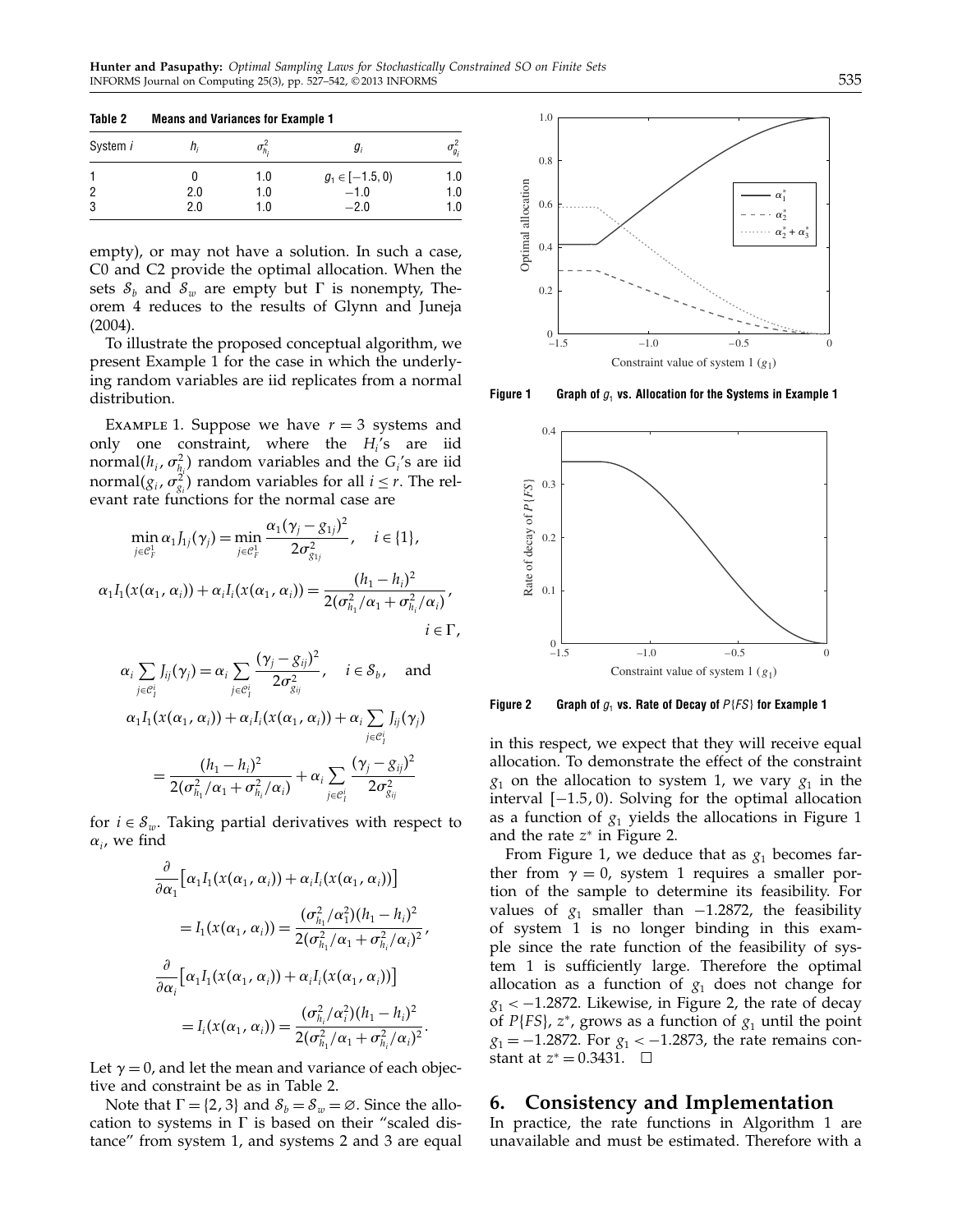**Table 2 Means and Variances for Example 1**

| System $i$ | $h_i$ | $\sigma^2_{h_i}$ | $g_i$ | $\sigma^2_{g_i}$ |
|---|---|---|---|---|
| 1 | 0 | 1.0 | $g_1 \in [-1.5, 0)$ | 1.0 |
| 2 | 2.0 | 1.0 | $-1.0$ | 1.0 |
| 3 | 2.0 | 1.0 | $-2.0$ | 1.0 |

empty), or may not have a solution. In such a case, C0 and C2 provide the optimal allocation. When the sets $\mathcal{S}_b$ and $\mathcal{S}_w$ are empty but $\Gamma$ is nonempty, Theorem 4 reduces to the results of Glynn and Juneja (2004).

To illustrate the proposed conceptual algorithm, we present Example 1 for the case in which the underlying random variables are iid replicates from a normal distribution.

Example 1. Suppose we have $r = 3$ systems and only one constraint, where the $H_i$'s are iid normal$(h_i, \sigma^2_{h_i})$ random variables and the $G_i$'s are iid normal$(g_i, \sigma^2_{g_i})$ random variables for all $i \le r$. The relevant rate functions for the normal case are

$$\min_{j \in \mathcal{C}^1_F} \alpha_1 J_{1j}(\gamma_j) = \min_{j \in \mathcal{C}^1_F} \frac{\alpha_1(\gamma_j - g_{1j})^2}{2\sigma^2_{g_{1j}}}, \quad i \in \{1\},$$

$$\alpha_1 I_1(x(\alpha_1, \alpha_i)) + \alpha_i I_i(x(\alpha_1, \alpha_i)) = \frac{(h_1 - h_i)^2}{2(\sigma^2_{h_1}/\alpha_1 + \sigma^2_{h_i}/\alpha_i)}, \quad i \in \Gamma,$$

$$\alpha_i \sum_{j \in \mathcal{C}^i_I} J_{ij}(\gamma_j) = \alpha_i \sum_{j \in \mathcal{C}^i_I} \frac{(\gamma_j - g_{ij})^2}{2\sigma^2_{g_{ij}}}, \quad i \in \mathcal{S}_b, \quad \text{and}$$

$$\alpha_1 I_1(x(\alpha_1, \alpha_i)) + \alpha_i I_i(x(\alpha_1, \alpha_i)) + \alpha_i \sum_{j \in \mathcal{C}^i_I} J_{ij}(\gamma_j)$$

$$= \frac{(h_1 - h_i)^2}{2(\sigma^2_{h_1}/\alpha_1 + \sigma^2_{h_i}/\alpha_i)} + \alpha_i \sum_{j \in \mathcal{C}^i_I} \frac{(\gamma_j - g_{ij})^2}{2\sigma^2_{g_{ij}}}$$

for $i \in \mathcal{S}_w$. Taking partial derivatives with respect to $\alpha_i$, we find

$$\frac{\partial}{\partial \alpha_1}\big[\alpha_1 I_1(x(\alpha_1, \alpha_i)) + \alpha_i I_i(x(\alpha_1, \alpha_i))\big] = I_1(x(\alpha_1, \alpha_i)) = \frac{(\sigma^2_{h_1}/\alpha_1^2)(h_1 - h_i)^2}{2(\sigma^2_{h_1}/\alpha_1 + \sigma^2_{h_i}/\alpha_i)^2},$$

$$\frac{\partial}{\partial \alpha_i}\big[\alpha_1 I_1(x(\alpha_1, \alpha_i)) + \alpha_i I_i(x(\alpha_1, \alpha_i))\big] = I_i(x(\alpha_1, \alpha_i)) = \frac{(\sigma^2_{h_i}/\alpha_i^2)(h_1 - h_i)^2}{2(\sigma^2_{h_1}/\alpha_1 + \sigma^2_{h_i}/\alpha_i)^2}.$$

Let $\gamma = 0$, and let the mean and variance of each objective and constraint be as in Table 2.

Note that $\Gamma = \{2, 3\}$ and $\mathcal{S}_b = \mathcal{S}_w = \varnothing$. Since the allocation to systems in $\Gamma$ is based on their "scaled distance" from system 1, and systems 2 and 3 are equal in this respect, we expect that they will receive equal allocation. To demonstrate the effect of the constraint $g_1$ on the allocation to system 1, we vary $g_1$ in the interval $[-1.5, 0)$. Solving for the optimal allocation as a function of $g_1$ yields the allocations in Figure 1 and the rate $z^*$ in Figure 2.

Optimal allocation
Constraint value of system 1 ($g_1$)
$\alpha_1^*$
$\alpha_2^*$
$\alpha_2^* + \alpha_3^*$
1.0
0.8
0.6
0.4
0.2
0
−1.5
−1.0
−0.5
0

**Figure 1** Graph of $g_1$ vs. Allocation for the Systems in Example 1

Rate of decay of $P\{FS\}$
Constraint value of system 1 ($g_1$)
0.4
0.3
0.2
0.1
0
−1.5
−1.0
−0.5
0

**Figure 2** Graph of $g_1$ vs. Rate of Decay of $P\{FS\}$ for Example 1

From Figure 1, we deduce that as $g_1$ becomes farther from $\gamma = 0$, system 1 requires a smaller portion of the sample to determine its feasibility. For values of $g_1$ smaller than $-1.2872$, the feasibility of system 1 is no longer binding in this example since the rate function of the feasibility of system 1 is sufficiently large. Therefore the optimal allocation as a function of $g_1$ does not change for $g_1 < -1.2872$. Likewise, in Figure 2, the rate of decay of $P\{FS\}$, $z^*$, grows as a function of $g_1$ until the point $g_1 = -1.2872$. For $g_1 < -1.2873$, the rate remains constant at $z^* = 0.3431$. □

## 6. Consistency and Implementation

In practice, the rate functions in Algorithm 1 are unavailable and must be estimated. Therefore with a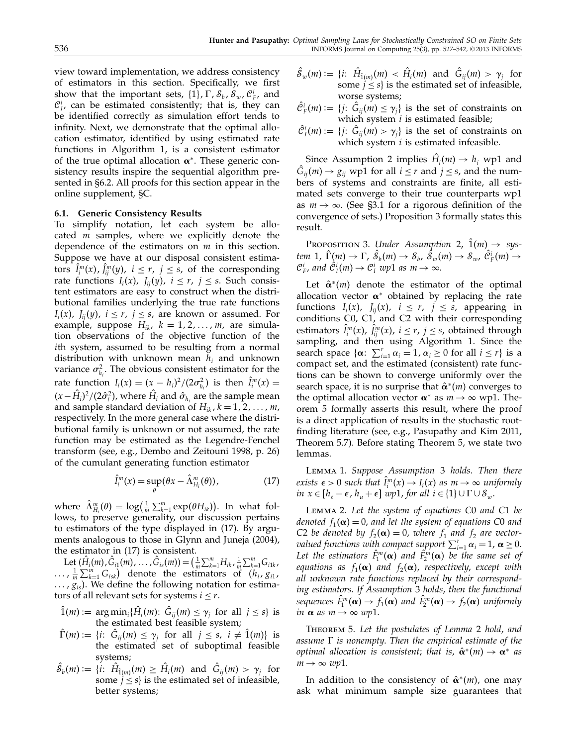view toward implementation, we address consistency of estimators in this section. Specifically, we first show that the important sets, $\{1\}$, $\Gamma$, $\mathcal{S}_b$, $\mathcal{S}_w$, $\mathcal{C}_F^i$, and $\mathcal{C}_I^i$, can be estimated consistently; that is, they can be identified correctly as simulation effort tends to infinity. Next, we demonstrate that the optimal allocation estimator, identified by using estimated rate functions in Algorithm 1, is a consistent estimator of the true optimal allocation $\boldsymbol{\alpha}^*$. These generic consistency results inspire the sequential algorithm presented in §6.2. All proofs for this section appear in the online supplement, §C.

### 6.1. Generic Consistency Results

To simplify notation, let each system be allocated $m$ samples, where we explicitly denote the dependence of the estimators on $m$ in this section. Suppose we have at our disposal consistent estimators $\hat{I}_i^m(x)$, $\hat{J}_{ij}^m(y)$, $i \le r$, $j \le s$, of the corresponding rate functions $I_i(x)$, $J_{ij}(y)$, $i \le r$, $j \le s$. Such consistent estimators are easy to construct when the distributional families underlying the true rate functions $I_i(x)$, $J_{ij}(y)$, $i \le r$, $j \le s$, are known or assumed. For example, suppose $H_{ik}$, $k = 1, 2, \ldots, m$, are simulation observations of the objective function of the $i$th system, assumed to be resulting from a normal distribution with unknown mean $h_i$ and unknown variance $\sigma_{h_i}^2$. The obvious consistent estimator for the rate function $I_i(x) = (x - h_i)^2/(2\sigma_{h_i}^2)$ is then $\hat{I}_i^m(x) = (x - \hat{H}_i)^2/(2\hat{\sigma}_i^2)$, where $\hat{H}_i$ and $\hat{\sigma}_{h_i}$ are the sample mean and sample standard deviation of $H_{ik}$, $k = 1, 2, \ldots, m$, respectively. In the more general case where the distributional family is unknown or not assumed, the rate function may be estimated as the Legendre-Fenchel transform (see, e.g., Dembo and Zeitouni 1998, p. 26) of the cumulant generating function estimator

$$\hat{I}_i^m(x) = \sup_{\theta}(\theta x - \hat{\Lambda}_{H_i}^m(\theta)), \tag{17}$$

where $\hat{\Lambda}_{H_i}^m(\theta) = \log\big(\frac{1}{m}\sum_{k=1}^m \exp(\theta H_{ik})\big)$. In what follows, to preserve generality, our discussion pertains to estimators of the type displayed in (17). By arguments analogous to those in Glynn and Juneja (2004), the estimator in (17) is consistent.

Let $(\hat{H}_i(m), \hat{G}_{i1}(m), \ldots, \hat{G}_{is}(m)) = \big(\frac{1}{m}\sum_{k=1}^m H_{ik}, \frac{1}{m}\sum_{k=1}^m G_{i1k}, \ldots, \frac{1}{m}\sum_{k=1}^m G_{isk}\big)$ denote the estimators of $(h_i, g_{i1}, \ldots, g_{is})$. We define the following notation for estimators of all relevant sets for systems $i \le r$.

- $\hat{1}(m) := \arg\min_i\{\hat{H}_i(m)\colon\ \hat{G}_{ij}(m) \le \gamma_j$ for all $j \le s\}$ is the estimated best feasible system;
- $\hat{\Gamma}(m) := \{i\colon\ \hat{G}_{ij}(m) \le \gamma_j$ for all $j \le s$, $i \ne \hat{1}(m)\}$ is the estimated set of suboptimal feasible systems;
- $\hat{\mathcal{S}}_b(m) := \{i\colon\ \hat{H}_{\hat{1}(m)}(m) \ge \hat{H}_i(m)$ and $\hat{G}_{ij}(m) > \gamma_j$ for some $j \le s\}$ is the estimated set of infeasible, better systems;
- $\hat{\mathcal{S}}_w(m) := \{i\colon\ \hat{H}_{\hat{1}(m)}(m) < \hat{H}_i(m)$ and $\hat{G}_{ij}(m) > \gamma_j$ for some $j \le s\}$ is the estimated set of infeasible, worse systems;
- $\hat{\mathcal{C}}_F^i(m) := \{j\colon\ \hat{G}_{ij}(m) \le \gamma_j\}$ is the set of constraints on which system $i$ is estimated feasible;
- $\hat{\mathcal{C}}_I^i(m) := \{j\colon\ \hat{G}_{ij}(m) > \gamma_j\}$ is the set of constraints on which system $i$ is estimated infeasible.

Since Assumption 2 implies $\hat{H}_i(m) \to h_i$ wp1 and $\hat{G}_{ij}(m) \to g_{ij}$ wp1 for all $i \le r$ and $j \le s$, and the numbers of systems and constraints are finite, all estimated sets converge to their true counterparts wp1 as $m \to \infty$. (See §3.1 for a rigorous definition of the convergence of sets.) Proposition 3 formally states this result.

Proposition 3. *Under Assumption* 2, $\hat{1}(m) \to$ *system* 1, $\hat{\Gamma}(m) \to \Gamma$, $\hat{\mathcal{S}}_b(m) \to \mathcal{S}_b$, $\hat{\mathcal{S}}_w(m) \to \mathcal{S}_w$, $\hat{\mathcal{C}}_F^i(m) \to \mathcal{C}_F^i$, *and* $\hat{\mathcal{C}}_I^i(m) \to \mathcal{C}_I^i$ *wp*1 *as* $m \to \infty$.

Let $\hat{\boldsymbol{\alpha}}^*(m)$ denote the estimator of the optimal allocation vector $\boldsymbol{\alpha}^*$ obtained by replacing the rate functions $I_i(x)$, $J_{ij}(x)$, $i \le r$, $j \le s$, appearing in conditions C0, C1, and C2 with their corresponding estimators $\hat{I}_i^m(x)$, $\hat{J}_{ij}^m(x)$, $i \le r$, $j \le s$, obtained through sampling, and then using Algorithm 1. Since the search space $\{\boldsymbol{\alpha}\colon \sum_{i=1}^r \alpha_i = 1, \alpha_i \ge 0$ for all $i \le r\}$ is a compact set, and the estimated (consistent) rate functions can be shown to converge uniformly over the search space, it is no surprise that $\hat{\boldsymbol{\alpha}}^*(m)$ converges to the optimal allocation vector $\boldsymbol{\alpha}^*$ as $m \to \infty$ wp1. Theorem 5 formally asserts this result, where the proof is a direct application of results in the stochastic root-finding literature (see, e.g., Pasupathy and Kim 2011, Theorem 5.7). Before stating Theorem 5, we state two lemmas.

Lemma 1. *Suppose Assumption* 3 *holds. Then there exists* $\epsilon > 0$ *such that* $\hat{I}_i^m(x) \to I_i(x)$ *as* $m \to \infty$ *uniformly in* $x \in [h_\ell - \epsilon, h_u + \epsilon]$ *wp*1, *for all* $i \in \{1\} \cup \Gamma \cup \mathcal{S}_w$.

Lemma 2. *Let the system of equations C*0 *and C*1 *be denoted* $f_1(\boldsymbol{\alpha}) = 0$, *and let the system of equations C*0 *and C*2 *be denoted by* $f_2(\boldsymbol{\alpha}) = 0$, *where* $f_1$ *and* $f_2$ *are vector-valued functions with compact support* $\sum_{i=1}^r \alpha_i = 1$, $\boldsymbol{\alpha} \ge 0$. *Let the estimators* $\hat{F}_1^m(\boldsymbol{\alpha})$ *and* $\hat{F}_2^m(\boldsymbol{\alpha})$ *be the same set of equations as* $f_1(\boldsymbol{\alpha})$ *and* $f_2(\boldsymbol{\alpha})$, *respectively, except with all unknown rate functions replaced by their corresponding estimators. If Assumption* 3 *holds, then the functional sequences* $\hat{F}_1^m(\boldsymbol{\alpha}) \to f_1(\boldsymbol{\alpha})$ *and* $\hat{F}_2^m(\boldsymbol{\alpha}) \to f_2(\boldsymbol{\alpha})$ *uniformly in* $\boldsymbol{\alpha}$ *as* $m \to \infty$ *wp*1.

Theorem 5. *Let the postulates of Lemma* 2 *hold, and assume* $\Gamma$ *is nonempty. Then the empirical estimate of the optimal allocation is consistent; that is,* $\hat{\boldsymbol{\alpha}}^*(m) \to \boldsymbol{\alpha}^*$ *as* $m \to \infty$ *wp*1.

In addition to the consistency of $\hat{\boldsymbol{\alpha}}^*(m)$, one may ask what minimum sample size guarantees that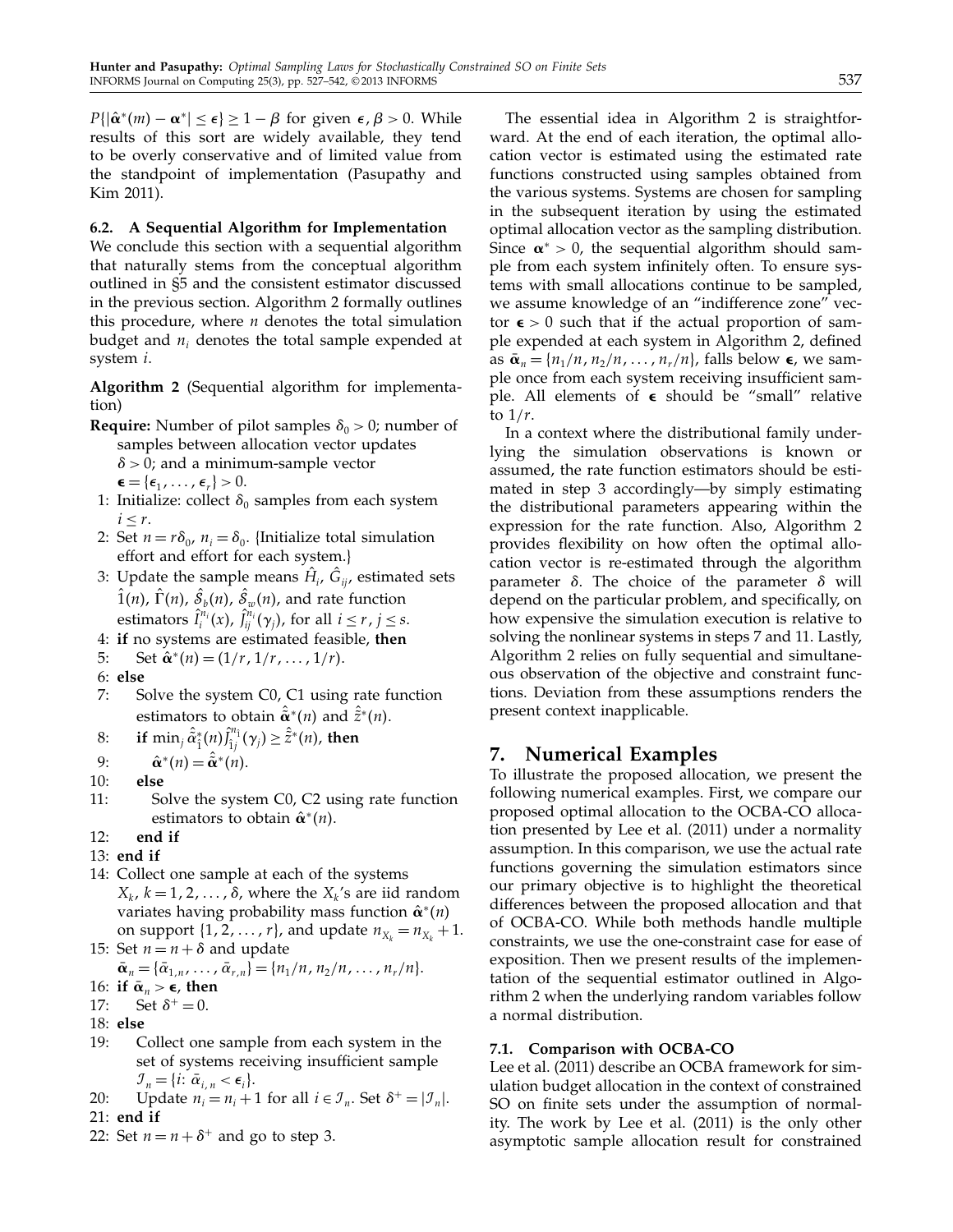$P\{|\hat{\boldsymbol{\alpha}}^*(m) - \boldsymbol{\alpha}^*| \leq \epsilon\} \geq 1 - \beta$ for given $\epsilon, \beta > 0$. While results of this sort are widely available, they tend to be overly conservative and of limited value from the standpoint of implementation (Pasupathy and Kim 2011).

### 6.2. A Sequential Algorithm for Implementation

We conclude this section with a sequential algorithm that naturally stems from the conceptual algorithm outlined in §5 and the consistent estimator discussed in the previous section. Algorithm 2 formally outlines this procedure, where $n$ denotes the total simulation budget and $n_i$ denotes the total sample expended at system $i$.

**Algorithm 2** (Sequential algorithm for implementation)

**Require:** Number of pilot samples $\delta_0 > 0$; number of samples between allocation vector updates $\delta > 0$; and a minimum-sample vector $\boldsymbol{\epsilon} = \{\epsilon_1, \ldots, \epsilon_r\} > 0$.

1: Initialize: collect $\delta_0$ samples from each system $i \leq r$.
2: Set $n = r\delta_0$, $n_i = \delta_0$. {Initialize total simulation effort and effort for each system.}
3: Update the sample means $\hat{H}_i$, $\hat{G}_{ij}$, estimated sets $\hat{1}(n)$, $\hat{\Gamma}(n)$, $\hat{\mathcal{S}}_b(n)$, $\hat{\mathcal{S}}_w(n)$, and rate function estimators $\hat{I}_i^{n_i}(x)$, $\hat{J}_{ij}^{n_i}(\gamma_j)$, for all $i \leq r$, $j \leq s$.
4: **if** no systems are estimated feasible, **then**
5: Set $\hat{\boldsymbol{\alpha}}^*(n) = (1/r, 1/r, \ldots, 1/r)$.
6: **else**
7: Solve the system C0, C1 using rate function estimators to obtain $\hat{\tilde{\boldsymbol{\alpha}}}^*(n)$ and $\hat{\tilde{z}}^*(n)$.
8: **if** $\min_j \hat{\tilde{\alpha}}_{\hat{1}}^*(n)\hat{J}_{\hat{1}j}^{n_{\hat{1}}}(\gamma_j) \geq \hat{\tilde{z}}^*(n)$, **then**
9: $\hat{\boldsymbol{\alpha}}^*(n) = \hat{\tilde{\boldsymbol{\alpha}}}^*(n)$.
10: **else**
11: Solve the system C0, C2 using rate function estimators to obtain $\hat{\boldsymbol{\alpha}}^*(n)$.
12: **end if**
13: **end if**
14: Collect one sample at each of the systems $X_k$, $k = 1, 2, \ldots, \delta$, where the $X_k$'s are iid random variates having probability mass function $\hat{\boldsymbol{\alpha}}^*(n)$ on support $\{1, 2, \ldots, r\}$, and update $n_{X_k} = n_{X_k} + 1$.
15: Set $n = n + \delta$ and update $\bar{\boldsymbol{\alpha}}_n = \{\bar{\alpha}_{1,n}, \ldots, \bar{\alpha}_{r,n}\} = \{n_1/n, n_2/n, \ldots, n_r/n\}$.
16: **if** $\bar{\boldsymbol{\alpha}}_n > \boldsymbol{\epsilon}$, **then**
17: Set $\delta^+ = 0$.
18: **else**
19: Collect one sample from each system in the set of systems receiving insufficient sample $\mathcal{I}_n = \{i\colon \bar{\alpha}_{i,n} < \epsilon_i\}$.
20: Update $n_i = n_i + 1$ for all $i \in \mathcal{I}_n$. Set $\delta^+ = |\mathcal{I}_n|$.
21: **end if**
22: Set $n = n + \delta^+$ and go to step 3.

The essential idea in Algorithm 2 is straightforward. At the end of each iteration, the optimal allocation vector is estimated using the estimated rate functions constructed using samples obtained from the various systems. Systems are chosen for sampling in the subsequent iteration by using the estimated optimal allocation vector as the sampling distribution. Since $\boldsymbol{\alpha}^* > 0$, the sequential algorithm should sample from each system infinitely often. To ensure systems with small allocations continue to be sampled, we assume knowledge of an "indifference zone" vector $\boldsymbol{\epsilon} > 0$ such that if the actual proportion of sample expended at each system in Algorithm 2, defined as $\bar{\boldsymbol{\alpha}}_n = \{n_1/n, n_2/n, \ldots, n_r/n\}$, falls below $\boldsymbol{\epsilon}$, we sample once from each system receiving insufficient sample. All elements of $\boldsymbol{\epsilon}$ should be "small" relative to $1/r$.

In a context where the distributional family underlying the simulation observations is known or assumed, the rate function estimators should be estimated in step 3 accordingly—by simply estimating the distributional parameters appearing within the expression for the rate function. Also, Algorithm 2 provides flexibility on how often the optimal allocation vector is re-estimated through the algorithm parameter $\delta$. The choice of the parameter $\delta$ will depend on the particular problem, and specifically, on how expensive the simulation execution is relative to solving the nonlinear systems in steps 7 and 11. Lastly, Algorithm 2 relies on fully sequential and simultaneous observation of the objective and constraint functions. Deviation from these assumptions renders the present context inapplicable.

## 7. Numerical Examples

To illustrate the proposed allocation, we present the following numerical examples. First, we compare our proposed optimal allocation to the OCBA-CO allocation presented by Lee et al. (2011) under a normality assumption. In this comparison, we use the actual rate functions governing the simulation estimators since our primary objective is to highlight the theoretical differences between the proposed allocation and that of OCBA-CO. While both methods handle multiple constraints, we use the one-constraint case for ease of exposition. Then we present results of the implementation of the sequential estimator outlined in Algorithm 2 when the underlying random variables follow a normal distribution.

### 7.1. Comparison with OCBA-CO

Lee et al. (2011) describe an OCBA framework for simulation budget allocation in the context of constrained SO on finite sets under the assumption of normality. The work by Lee et al. (2011) is the only other asymptotic sample allocation result for constrained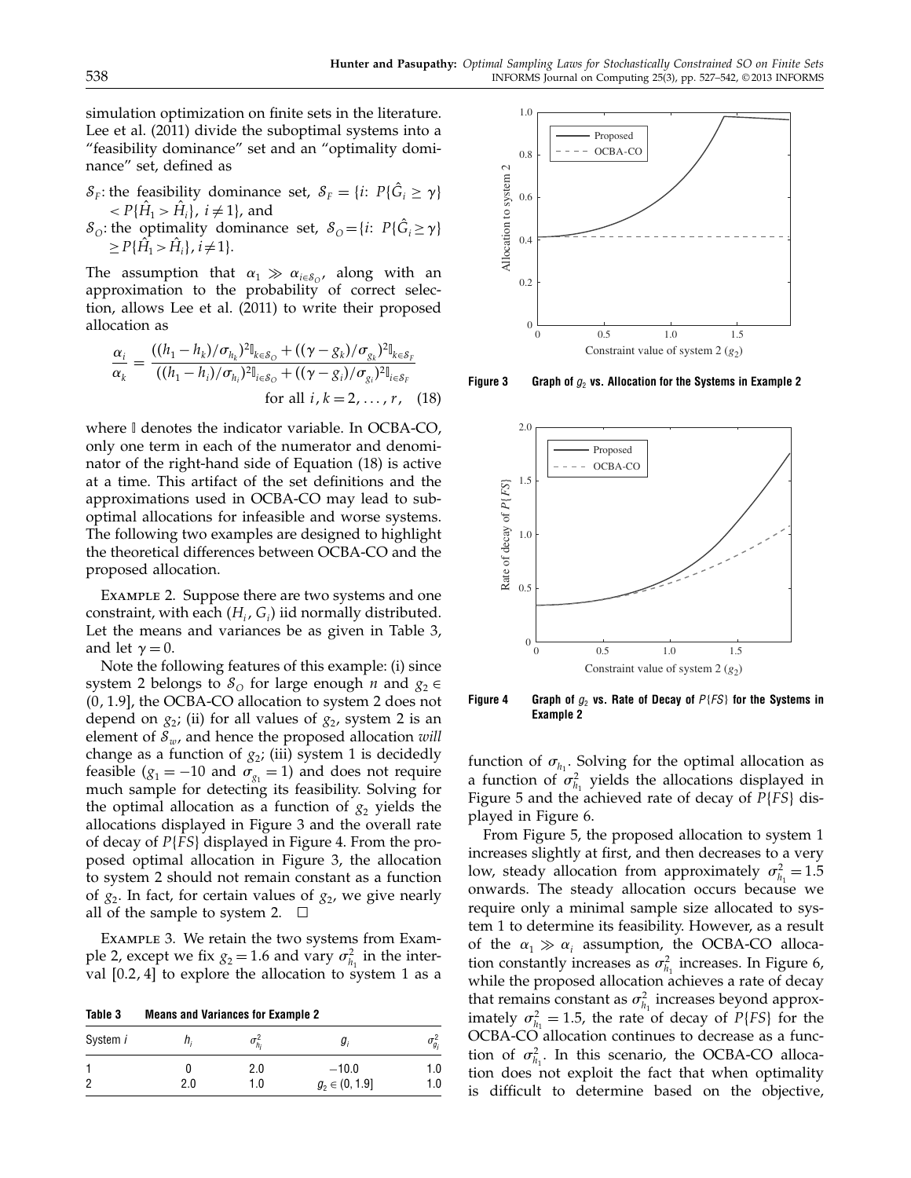simulation optimization on finite sets in the literature. Lee et al. (2011) divide the suboptimal systems into a "feasibility dominance" set and an "optimality dominance" set, defined as

$\mathcal{S}_F$: the feasibility dominance set, $\mathcal{S}_F = \{i\colon P\{\hat{G}_i \geq \gamma\} < P\{\hat{H}_1 > \hat{H}_i\},\ i \neq 1\}$, and

$\mathcal{S}_O$: the optimality dominance set, $\mathcal{S}_O = \{i\colon P\{\hat{G}_i \geq \gamma\} \geq P\{\hat{H}_1 > \hat{H}_i\},\ i \neq 1\}$.

The assumption that $\alpha_1 \gg \alpha_{i \in \mathcal{S}_O}$, along with an approximation to the probability of correct selection, allows Lee et al. (2011) to write their proposed allocation as

$$\frac{\alpha_i}{\alpha_k} = \frac{((h_1 - h_k)/\sigma_{h_k})^2 \mathbb{I}_{k \in \mathcal{S}_O} + ((\gamma - g_k)/\sigma_{g_k})^2 \mathbb{I}_{k \in \mathcal{S}_F}}{((h_1 - h_i)/\sigma_{h_i})^2 \mathbb{I}_{i \in \mathcal{S}_O} + ((\gamma - g_i)/\sigma_{g_i})^2 \mathbb{I}_{i \in \mathcal{S}_F}} \quad \text{for all } i, k = 2, \ldots, r, \quad (18)$$

where $\mathbb{I}$ denotes the indicator variable. In OCBA-CO, only one term in each of the numerator and denominator of the right-hand side of Equation (18) is active at a time. This artifact of the set definitions and the approximations used in OCBA-CO may lead to suboptimal allocations for infeasible and worse systems. The following two examples are designed to highlight the theoretical differences between OCBA-CO and the proposed allocation.

Example 2. Suppose there are two systems and one constraint, with each $(H_i, G_i)$ iid normally distributed. Let the means and variances be as given in Table 3, and let $\gamma = 0$.

Note the following features of this example: (i) since system 2 belongs to $\mathcal{S}_O$ for large enough $n$ and $g_2 \in (0, 1.9]$, the OCBA-CO allocation to system 2 does not depend on $g_2$; (ii) for all values of $g_2$, system 2 is an element of $\mathcal{S}_w$, and hence the proposed allocation *will* change as a function of $g_2$; (iii) system 1 is decidedly feasible ($g_1 = -10$ and $\sigma_{g_1} = 1$) and does not require much sample for detecting its feasibility. Solving for the optimal allocation as a function of $g_2$ yields the allocations displayed in Figure 3 and the overall rate of decay of $P\{FS\}$ displayed in Figure 4. From the proposed optimal allocation in Figure 3, the allocation to system 2 should not remain constant as a function of $g_2$. In fact, for certain values of $g_2$, we give nearly all of the sample to system 2. □

Example 3. We retain the two systems from Example 2, except we fix $g_2 = 1.6$ and vary $\sigma_{h_1}^2$ in the interval $[0.2, 4]$ to explore the allocation to system 1 as a function of $\sigma_{h_1}$. Solving for the optimal allocation as a function of $\sigma_{h_1}^2$ yields the allocations displayed in Figure 5 and the achieved rate of decay of $P\{FS\}$ displayed in Figure 6.

**Table 3** Means and Variances for Example 2

| System $i$ | $h_i$ | $\sigma_{h_i}^2$ | $g_i$ | $\sigma_{g_i}^2$ |
|---|---|---|---|---|
| 1 | 0 | 2.0 | $-10.0$ | 1.0 |
| 2 | 2.0 | 1.0 | $g_2 \in (0, 1.9]$ | 1.0 |

Proposed
OCBA-CO
Allocation to system 2
Constraint value of system 2 ($g_2$)
0, 0.2, 0.4, 0.6, 0.8, 1.0
0, 0.5, 1.0, 1.5

**Figure 3** Graph of $g_2$ vs. Allocation for the Systems in Example 2

Proposed
OCBA-CO
Rate of decay of $P\{FS\}$
Constraint value of system 2 ($g_2$)
0, 0.5, 1.0, 1.5, 2.0
0, 0.5, 1.0, 1.5

**Figure 4** Graph of $g_2$ vs. Rate of Decay of $P\{FS\}$ for the Systems in Example 2

From Figure 5, the proposed allocation to system 1 increases slightly at first, and then decreases to a very low, steady allocation from approximately $\sigma_{h_1}^2 = 1.5$ onwards. The steady allocation occurs because we require only a minimal sample size allocated to system 1 to determine its feasibility. However, as a result of the $\alpha_1 \gg \alpha_i$ assumption, the OCBA-CO allocation constantly increases as $\sigma_{h_1}^2$ increases. In Figure 6, while the proposed allocation achieves a rate of decay that remains constant as $\sigma_{h_1}^2$ increases beyond approximately $\sigma_{h_1}^2 = 1.5$, the rate of decay of $P\{FS\}$ for the OCBA-CO allocation continues to decrease as a function of $\sigma_{h_1}^2$. In this scenario, the OCBA-CO allocation does not exploit the fact that when optimality is difficult to determine based on the objective,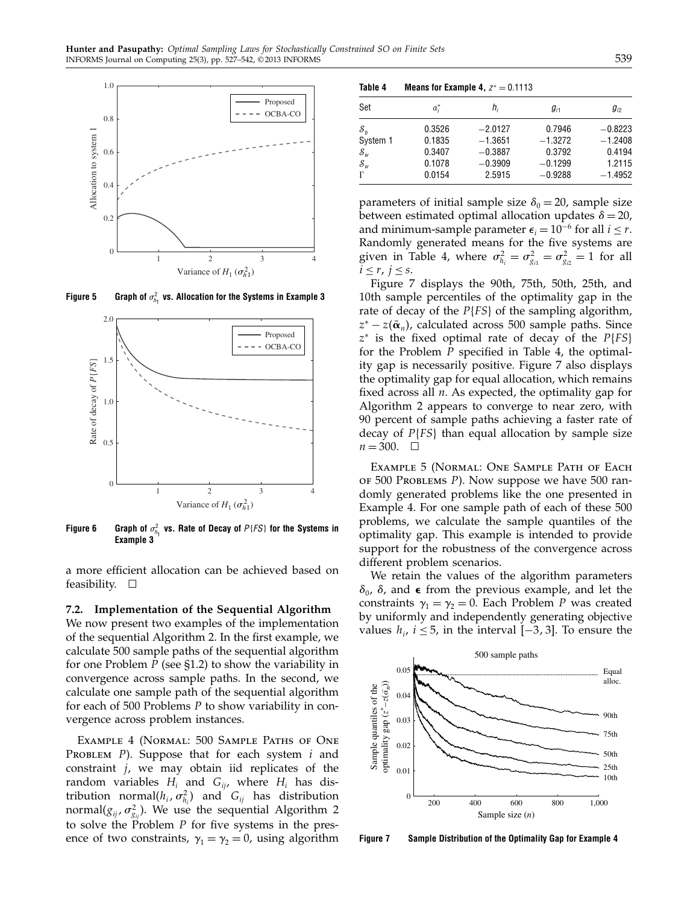1.0

0.8

0.6

0.4

0.2

0

Allocation to system 1

Proposed

OCBA-CO

1 2 3 4

Variance of $H_1$ ($\sigma_{h1}^2$)

**Figure 5** Graph of $\sigma_{h_1}^2$ vs. Allocation for the Systems in Example 3

2.0

1.5

1.0

0.5

0

Rate of decay of $P\{FS\}$

Proposed

OCBA-CO

1 2 3 4

Variance of $H_1$ ($\sigma_{h1}^2$)

**Figure 6** Graph of $\sigma_{h_1}^2$ vs. Rate of Decay of $P\{FS\}$ for the Systems in Example 3

a more efficient allocation can be achieved based on feasibility. □

### 7.2. Implementation of the Sequential Algorithm

We now present two examples of the implementation of the sequential Algorithm 2. In the first example, we calculate 500 sample paths of the sequential algorithm for one Problem $P$ (see §1.2) to show the variability in convergence across sample paths. In the second, we calculate one sample path of the sequential algorithm for each of 500 Problems $P$ to show variability in convergence across problem instances.

Example 4 (Normal: 500 Sample Paths of One Problem $P$). Suppose that for each system $i$ and constraint $j$, we may obtain iid replicates of the random variables $H_i$ and $G_{ij}$, where $H_i$ has distribution normal($h_i$, $\sigma_{h_i}^2$) and $G_{ij}$ has distribution normal($g_{ij}$, $\sigma_{g_{ij}}^2$). We use the sequential Algorithm 2 to solve the Problem $P$ for five systems in the presence of two constraints, $\gamma_1 = \gamma_2 = 0$, using algorithm parameters of initial sample size $\delta_0 = 20$, sample size between estimated optimal allocation updates $\delta = 20$, and minimum-sample parameter $\epsilon_i = 10^{-6}$ for all $i \le r$. Randomly generated means for the five systems are given in Table 4, where $\sigma_{h_i}^2 = \sigma_{g_{i1}}^2 = \sigma_{g_{i2}}^2 = 1$ for all $i \le r$, $j \le s$.

**Table 4** Means for Example 4, $z^* = 0.1113$

| Set | $\alpha_i^*$ | $h_i$ | $g_{i1}$ | $g_{i2}$ |
|---|---|---|---|---|
| $\mathcal{S}_b$ | 0.3526 | −2.0127 | 0.7946 | −0.8223 |
| System 1 | 0.1835 | −1.3651 | −1.3272 | −1.2408 |
| $\mathcal{S}_w$ | 0.3407 | −0.3887 | 0.3792 | 0.4194 |
| $\mathcal{S}_w$ | 0.1078 | −0.3909 | −0.1299 | 1.2115 |
| $\Gamma$ | 0.0154 | 2.5915 | −0.9288 | −1.4952 |

Figure 7 displays the 90th, 75th, 50th, 25th, and 10th sample percentiles of the optimality gap in the rate of decay of the $P\{FS\}$ of the sampling algorithm, $z^* - z(\bar{\boldsymbol{\alpha}}_n)$, calculated across 500 sample paths. Since $z^*$ is the fixed optimal rate of decay of the $P\{FS\}$ for the Problem $P$ specified in Table 4, the optimality gap is necessarily positive. Figure 7 also displays the optimality gap for equal allocation, which remains fixed across all $n$. As expected, the optimality gap for Algorithm 2 appears to converge to near zero, with 90 percent of sample paths achieving a faster rate of decay of $P\{FS\}$ than equal allocation by sample size $n = 300$. □

Example 5 (Normal: One Sample Path of Each of 500 Problems $P$). Now suppose we have 500 randomly generated problems like the one presented in Example 4. For one sample path of each of these 500 problems, we calculate the sample quantiles of the optimality gap. This example is intended to provide support for the robustness of the convergence across different problem scenarios.

We retain the values of the algorithm parameters $\delta_0$, $\delta$, and $\boldsymbol{\epsilon}$ from the previous example, and let the constraints $\gamma_1 = \gamma_2 = 0$. Each Problem $P$ was created by uniformly and independently generating objective values $h_i$, $i \le 5$, in the interval $[-3, 3]$. To ensure the

500 sample paths

0.05

0.04

0.03

0.02

0.01

0

Sample quantiles of the optimality gap ($z^* - z(\bar{\alpha}_n)$)

Equal alloc.

90th

75th

50th

25th

10th

200 400 600 800 1,000

Sample size ($n$)

**Figure 7** Sample Distribution of the Optimality Gap for Example 4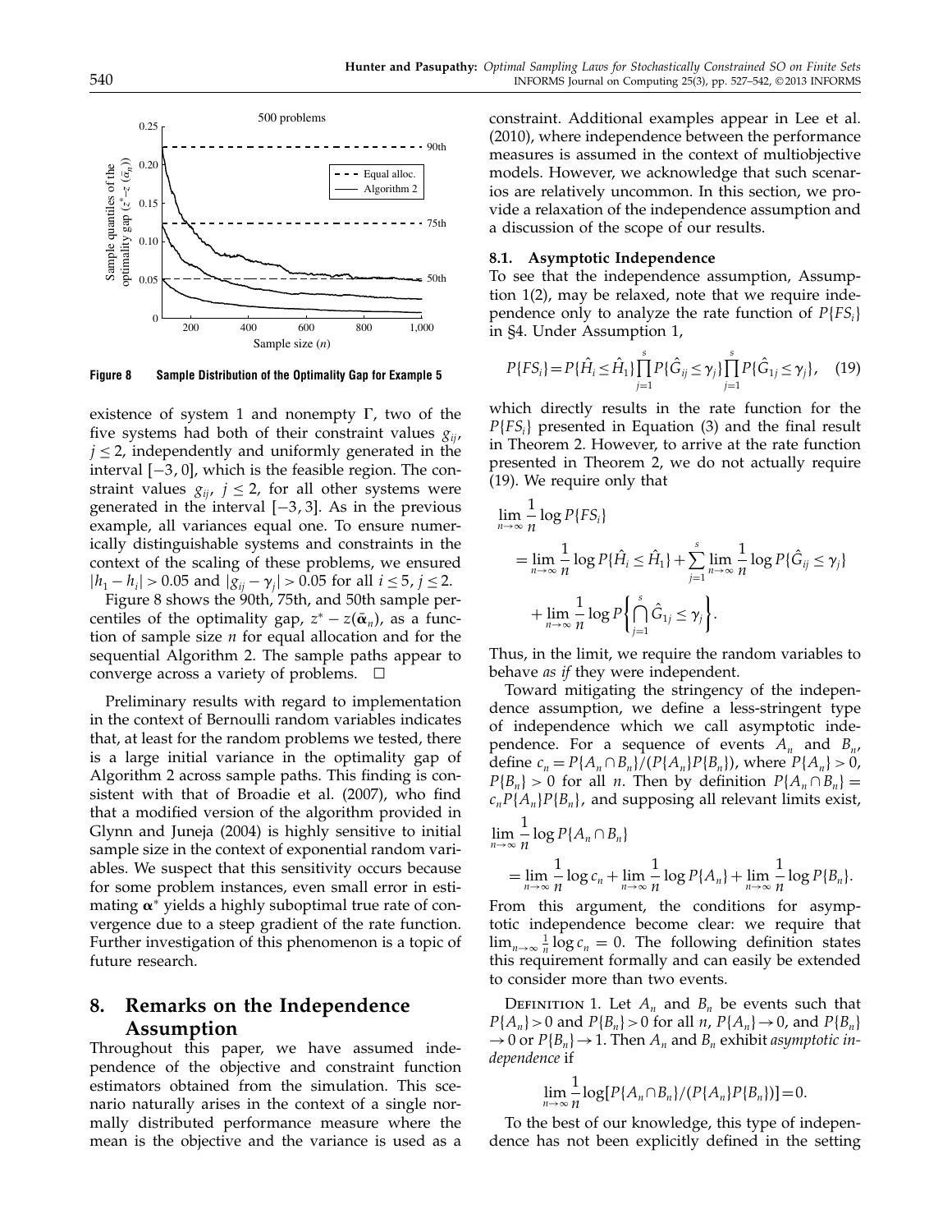500 problems

0.25

0.20

0.15

0.10

0.05

0

Sample quantiles of the optimality gap ($z^* - z(\bar{\alpha}_n)$)

200 400 600 800 1,000

Sample size ($n$)

Equal alloc.

Algorithm 2

90th

75th

50th

**Figure 8 Sample Distribution of the Optimality Gap for Example 5**

existence of system 1 and nonempty $\Gamma$, two of the five systems had both of their constraint values $g_{ij}$, $j \leq 2$, independently and uniformly generated in the interval $[-3, 0]$, which is the feasible region. The constraint values $g_{ij}$, $j \leq 2$, for all other systems were generated in the interval $[-3, 3]$. As in the previous example, all variances equal one. To ensure numerically distinguishable systems and constraints in the context of the scaling of these problems, we ensured $|h_1 - h_i| > 0.05$ and $|g_{ij} - \gamma_j| > 0.05$ for all $i \leq 5$, $j \leq 2$.

Figure 8 shows the 90th, 75th, and 50th sample percentiles of the optimality gap, $z^* - z(\bar{\alpha}_n)$, as a function of sample size $n$ for equal allocation and for the sequential Algorithm 2. The sample paths appear to converge across a variety of problems. □

Preliminary results with regard to implementation in the context of Bernoulli random variables indicates that, at least for the random problems we tested, there is a large initial variance in the optimality gap of Algorithm 2 across sample paths. This finding is consistent with that of Broadie et al. (2007), who find that a modified version of the algorithm provided in Glynn and Juneja (2004) is highly sensitive to initial sample size in the context of exponential random variables. We suspect that this sensitivity occurs because for some problem instances, even small error in estimating $\boldsymbol{\alpha}^*$ yields a highly suboptimal true rate of convergence due to a steep gradient of the rate function. Further investigation of this phenomenon is a topic of future research.

## 8. Remarks on the Independence Assumption

Throughout this paper, we have assumed independence of the objective and constraint function estimators obtained from the simulation. This scenario naturally arises in the context of a single normally distributed performance measure where the mean is the objective and the variance is used as a constraint. Additional examples appear in Lee et al. (2010), where independence between the performance measures is assumed in the context of multiobjective models. However, we acknowledge that such scenarios are relatively uncommon. In this section, we provide a relaxation of the independence assumption and a discussion of the scope of our results.

### 8.1. Asymptotic Independence

To see that the independence assumption, Assumption 1(2), may be relaxed, note that we require independence only to analyze the rate function of $P\{FS_i\}$ in §4. Under Assumption 1,

$$P\{FS_i\} = P\{\hat{H}_i \leq \hat{H}_1\} \prod_{j=1}^{s} P\{\hat{G}_{ij} \leq \gamma_j\} \prod_{j=1}^{s} P\{\hat{G}_{1j} \leq \gamma_j\}, \quad (19)$$

which directly results in the rate function for the $P\{FS_i\}$ presented in Equation (3) and the final result in Theorem 2. However, to arrive at the rate function presented in Theorem 2, we do not actually require (19). We require only that

$$\begin{aligned}
&\lim_{n\to\infty} \frac{1}{n} \log P\{FS_i\} \\
&= \lim_{n\to\infty} \frac{1}{n} \log P\{\hat{H}_i \leq \hat{H}_1\} + \sum_{j=1}^{s} \lim_{n\to\infty} \frac{1}{n} \log P\{\hat{G}_{ij} \leq \gamma_j\} \\
&\quad + \lim_{n\to\infty} \frac{1}{n} \log P\left\{\bigcap_{j=1}^{s} \hat{G}_{1j} \leq \gamma_j\right\}.
\end{aligned}$$

Thus, in the limit, we require the random variables to behave *as if* they were independent.

Toward mitigating the stringency of the independence assumption, we define a less-stringent type of independence which we call asymptotic independence. For a sequence of events $A_n$ and $B_n$, define $c_n = P\{A_n \cap B_n\}/(P\{A_n\}P\{B_n\})$, where $P\{A_n\} > 0$, $P\{B_n\} > 0$ for all $n$. Then by definition $P\{A_n \cap B_n\} = c_n P\{A_n\} P\{B_n\}$, and supposing all relevant limits exist,

$$\begin{aligned}
&\lim_{n\to\infty} \frac{1}{n} \log P\{A_n \cap B_n\} \\
&= \lim_{n\to\infty} \frac{1}{n} \log c_n + \lim_{n\to\infty} \frac{1}{n} \log P\{A_n\} + \lim_{n\to\infty} \frac{1}{n} \log P\{B_n\}.
\end{aligned}$$

From this argument, the conditions for asymptotic independence become clear: we require that $\lim_{n\to\infty} \frac{1}{n} \log c_n = 0$. The following definition states this requirement formally and can easily be extended to consider more than two events.

Definition 1. Let $A_n$ and $B_n$ be events such that $P\{A_n\} > 0$ and $P\{B_n\} > 0$ for all $n$, $P\{A_n\} \to 0$, and $P\{B_n\} \to 0$ or $P\{B_n\} \to 1$. Then $A_n$ and $B_n$ exhibit *asymptotic independence* if

$$\lim_{n\to\infty} \frac{1}{n} \log[P\{A_n \cap B_n\}/(P\{A_n\}P\{B_n\})] = 0.$$

To the best of our knowledge, this type of independence has not been explicitly defined in the setting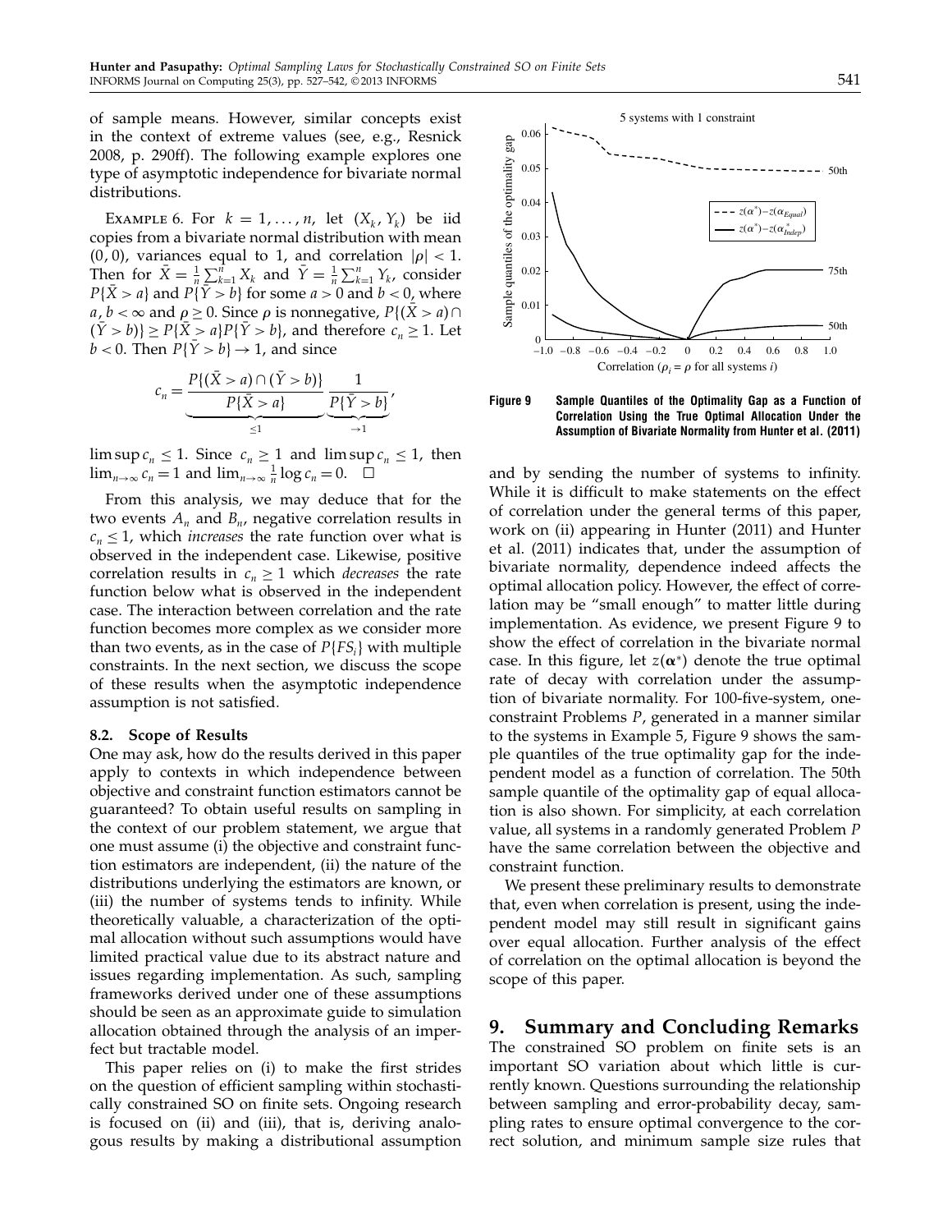of sample means. However, similar concepts exist in the context of extreme values (see, e.g., Resnick 2008, p. 290ff). The following example explores one type of asymptotic independence for bivariate normal distributions.

Example 6. For $k = 1, \ldots, n$, let $(X_k, Y_k)$ be iid copies from a bivariate normal distribution with mean $(0, 0)$, variances equal to 1, and correlation $|\rho| < 1$. Then for $\bar{X} = \frac{1}{n}\sum_{k=1}^{n} X_k$ and $\bar{Y} = \frac{1}{n}\sum_{k=1}^{n} Y_k$, consider $P\{\bar{X} > a\}$ and $P\{\bar{Y} > b\}$ for some $a > 0$ and $b < 0$, where $a, b < \infty$ and $\rho \geq 0$. Since $\rho$ is nonnegative, $P\{(\bar{X} > a) \cap (\bar{Y} > b)\} \geq P\{\bar{X} > a\}P\{\bar{Y} > b\}$, and therefore $c_n \geq 1$. Let $b < 0$. Then $P\{\bar{Y} > b\} \to 1$, and since

$$c_n = \underbrace{\frac{P\{(\bar{X} > a) \cap (\bar{Y} > b)\}}{P\{\bar{X} > a\}}}_{\leq 1} \underbrace{\frac{1}{P\{\bar{Y} > b\}}}_{\to 1},$$

$\limsup c_n \leq 1$. Since $c_n \geq 1$ and $\limsup c_n \leq 1$, then $\lim_{n\to\infty} c_n = 1$ and $\lim_{n\to\infty} \frac{1}{n} \log c_n = 0$. □

From this analysis, we may deduce that for the two events $A_n$ and $B_n$, negative correlation results in $c_n \leq 1$, which *increases* the rate function over what is observed in the independent case. Likewise, positive correlation results in $c_n \geq 1$ which *decreases* the rate function below what is observed in the independent case. The interaction between correlation and the rate function becomes more complex as we consider more than two events, as in the case of $P\{FS_i\}$ with multiple constraints. In the next section, we discuss the scope of these results when the asymptotic independence assumption is not satisfied.

### 8.2. Scope of Results

One may ask, how do the results derived in this paper apply to contexts in which independence between objective and constraint function estimators cannot be guaranteed? To obtain useful results on sampling in the context of our problem statement, we argue that one must assume (i) the objective and constraint function estimators are independent, (ii) the nature of the distributions underlying the estimators are known, or (iii) the number of systems tends to infinity. While theoretically valuable, a characterization of the optimal allocation without such assumptions would have limited practical value due to its abstract nature and issues regarding implementation. As such, sampling frameworks derived under one of these assumptions should be seen as an approximate guide to simulation allocation obtained through the analysis of an imperfect but tractable model.

This paper relies on (i) to make the first strides on the question of efficient sampling within stochastically constrained SO on finite sets. Ongoing research is focused on (ii) and (iii), that is, deriving analogous results by making a distributional assumption and by sending the number of systems to infinity. While it is difficult to make statements on the effect of correlation under the general terms of this paper, work on (ii) appearing in Hunter (2011) and Hunter et al. (2011) indicates that, under the assumption of bivariate normality, dependence indeed affects the optimal allocation policy. However, the effect of correlation may be "small enough" to matter little during implementation. As evidence, we present Figure 9 to show the effect of correlation in the bivariate normal case. In this figure, let $z(\boldsymbol{\alpha}^*)$ denote the true optimal rate of decay with correlation under the assumption of bivariate normality. For 100-five-system, one-constraint Problems $P$, generated in a manner similar to the systems in Example 5, Figure 9 shows the sample quantiles of the true optimality gap for the independent model as a function of correlation. The 50th sample quantile of the optimality gap of equal allocation is also shown. For simplicity, at each correlation value, all systems in a randomly generated Problem $P$ have the same correlation between the objective and constraint function.

5 systems with 1 constraint

Sample quantiles of the optimality gap

0.06
0.05
0.04
0.03
0.02
0.01
0

50th
75th
50th

$z(\alpha^*)-z(\alpha_{Equal})$
$z(\alpha^*)-z(\alpha^*_{Indep})$

−1.0 −0.8 −0.6 −0.4 −0.2 0 0.2 0.4 0.6 0.8 1.0

Correlation ($\rho_i = \rho$ for all systems $i$)

**Figure 9** Sample Quantiles of the Optimality Gap as a Function of Correlation Using the True Optimal Allocation Under the Assumption of Bivariate Normality from Hunter et al. (2011)

We present these preliminary results to demonstrate that, even when correlation is present, using the independent model may still result in significant gains over equal allocation. Further analysis of the effect of correlation on the optimal allocation is beyond the scope of this paper.

## 9. Summary and Concluding Remarks

The constrained SO problem on finite sets is an important SO variation about which little is currently known. Questions surrounding the relationship between sampling and error-probability decay, sampling rates to ensure optimal convergence to the correct solution, and minimum sample size rules that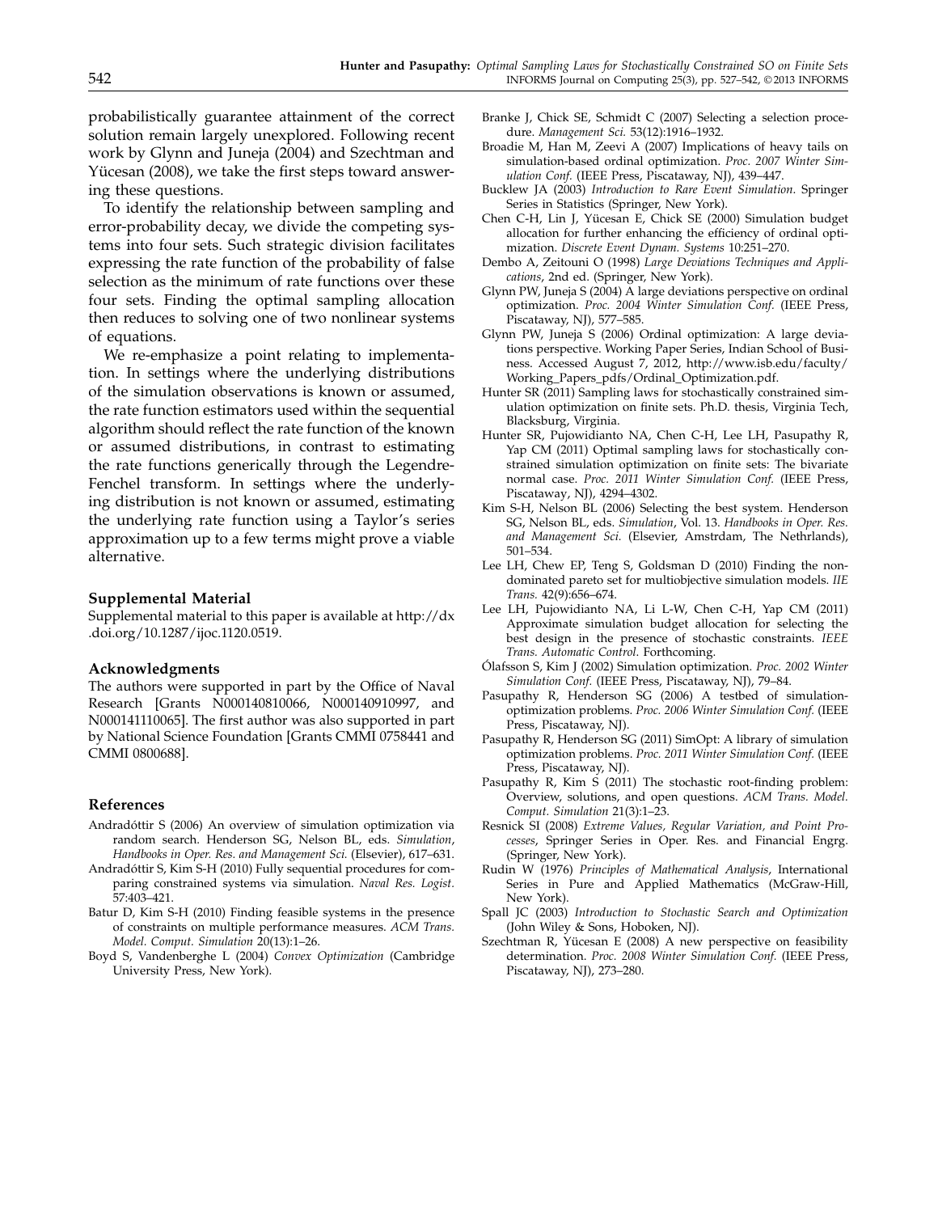probabilistically guarantee attainment of the correct solution remain largely unexplored. Following recent work by Glynn and Juneja (2004) and Szechtman and Yücesan (2008), we take the first steps toward answering these questions.

To identify the relationship between sampling and error-probability decay, we divide the competing systems into four sets. Such strategic division facilitates expressing the rate function of the probability of false selection as the minimum of rate functions over these four sets. Finding the optimal sampling allocation then reduces to solving one of two nonlinear systems of equations.

We re-emphasize a point relating to implementation. In settings where the underlying distributions of the simulation observations is known or assumed, the rate function estimators used within the sequential algorithm should reflect the rate function of the known or assumed distributions, in contrast to estimating the rate functions generically through the Legendre-Fenchel transform. In settings where the underlying distribution is not known or assumed, estimating the underlying rate function using a Taylor's series approximation up to a few terms might prove a viable alternative.

### Supplemental Material

Supplemental material to this paper is available at http://dx.doi.org/10.1287/ijoc.1120.0519.

### Acknowledgments

The authors were supported in part by the Office of Naval Research [Grants N000140810066, N000140910997, and N000141110065]. The first author was also supported in part by National Science Foundation [Grants CMMI 0758441 and CMMI 0800688].

## References

- Andradóttir S (2006) An overview of simulation optimization via random search. Henderson SG, Nelson BL, eds. *Simulation*, *Handbooks in Oper. Res. and Management Sci.* (Elsevier), 617–631.
- Andradóttir S, Kim S-H (2010) Fully sequential procedures for comparing constrained systems via simulation. *Naval Res. Logist*. 57:403–421.
- Batur D, Kim S-H (2010) Finding feasible systems in the presence of constraints on multiple performance measures. *ACM Trans. Model. Comput. Simulation* 20(13):1–26.
- Boyd S, Vandenberghe L (2004) *Convex Optimization* (Cambridge University Press, New York).
- Branke J, Chick SE, Schmidt C (2007) Selecting a selection procedure. *Management Sci.* 53(12):1916–1932.
- Broadie M, Han M, Zeevi A (2007) Implications of heavy tails on simulation-based ordinal optimization. *Proc. 2007 Winter Simulation Conf.* (IEEE Press, Piscataway, NJ), 439–447.
- Bucklew JA (2003) *Introduction to Rare Event Simulation*. Springer Series in Statistics (Springer, New York).
- Chen C-H, Lin J, Yücesan E, Chick SE (2000) Simulation budget allocation for further enhancing the efficiency of ordinal optimization. *Discrete Event Dynam. Systems* 10:251–270.
- Dembo A, Zeitouni O (1998) *Large Deviations Techniques and Applications*, 2nd ed. (Springer, New York).
- Glynn PW, Juneja S (2004) A large deviations perspective on ordinal optimization. *Proc. 2004 Winter Simulation Conf.* (IEEE Press, Piscataway, NJ), 577–585.
- Glynn PW, Juneja S (2006) Ordinal optimization: A large deviations perspective. Working Paper Series, Indian School of Business. Accessed August 7, 2012, http://www.isb.edu/faculty/Working_Papers_pdfs/Ordinal_Optimization.pdf.
- Hunter SR (2011) Sampling laws for stochastically constrained simulation optimization on finite sets. Ph.D. thesis, Virginia Tech, Blacksburg, Virginia.
- Hunter SR, Pujowidianto NA, Chen C-H, Lee LH, Pasupathy R, Yap CM (2011) Optimal sampling laws for stochastically constrained simulation optimization on finite sets: The bivariate normal case. *Proc. 2011 Winter Simulation Conf.* (IEEE Press, Piscataway, NJ), 4294–4302.
- Kim S-H, Nelson BL (2006) Selecting the best system. Henderson SG, Nelson BL, eds. *Simulation*, Vol. 13. *Handbooks in Oper. Res. and Management Sci.* (Elsevier, Amstrdam, The Nethrlands), 501–534.
- Lee LH, Chew EP, Teng S, Goldsman D (2010) Finding the nondominated pareto set for multiobjective simulation models. *IIE Trans.* 42(9):656–674.
- Lee LH, Pujowidianto NA, Li L-W, Chen C-H, Yap CM (2011) Approximate simulation budget allocation for selecting the best design in the presence of stochastic constraints. *IEEE Trans. Automatic Control*. Forthcoming.
- Ólafsson S, Kim J (2002) Simulation optimization. *Proc. 2002 Winter Simulation Conf.* (IEEE Press, Piscataway, NJ), 79–84.
- Pasupathy R, Henderson SG (2006) A testbed of simulation-optimization problems. *Proc. 2006 Winter Simulation Conf.* (IEEE Press, Piscataway, NJ).
- Pasupathy R, Henderson SG (2011) SimOpt: A library of simulation optimization problems. *Proc. 2011 Winter Simulation Conf.* (IEEE Press, Piscataway, NJ).
- Pasupathy R, Kim S (2011) The stochastic root-finding problem: Overview, solutions, and open questions. *ACM Trans. Model. Comput. Simulation* 21(3):1–23.
- Resnick SI (2008) *Extreme Values, Regular Variation, and Point Processes*, Springer Series in Oper. Res. and Financial Engrg. (Springer, New York).
- Rudin W (1976) *Principles of Mathematical Analysis*, International Series in Pure and Applied Mathematics (McGraw-Hill, New York).
- Spall JC (2003) *Introduction to Stochastic Search and Optimization* (John Wiley & Sons, Hoboken, NJ).
- Szechtman R, Yücesan E (2008) A new perspective on feasibility determination. *Proc. 2008 Winter Simulation Conf.* (IEEE Press, Piscataway, NJ), 273–280.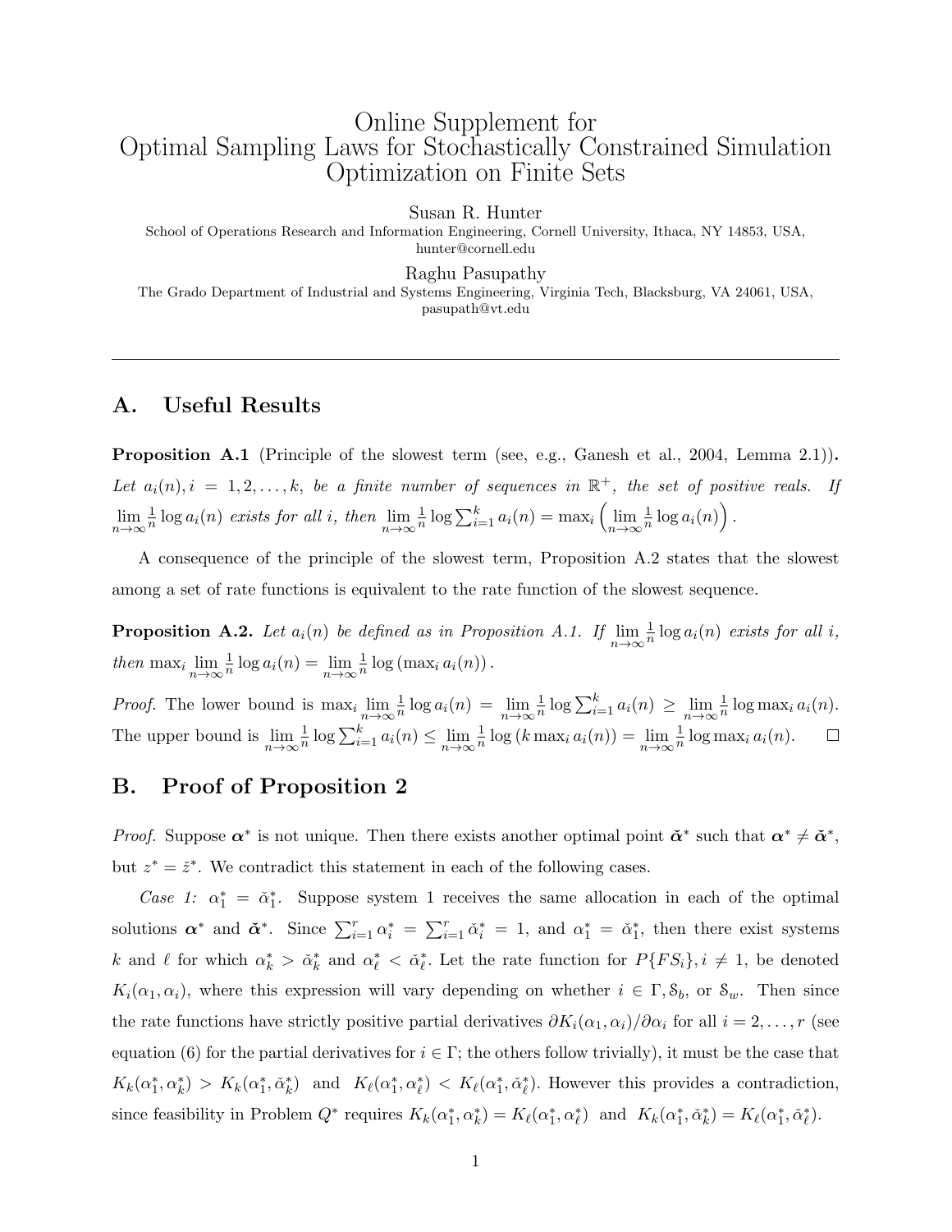# Online Supplement for Optimal Sampling Laws for Stochastically Constrained Simulation Optimization on Finite Sets

Susan R. Hunter

School of Operations Research and Information Engineering, Cornell University, Ithaca, NY 14853, USA, hunter@cornell.edu

Raghu Pasupathy

The Grado Department of Industrial and Systems Engineering, Virginia Tech, Blacksburg, VA 24061, USA, pasupath@vt.edu

---

## A. Useful Results

**Proposition A.1** (Principle of the slowest term (see, e.g., Ganesh et al., 2004, Lemma 2.1))**.** *Let $a_i(n), i = 1, 2, \ldots, k$, be a finite number of sequences in $\mathbb{R}^+$, the set of positive reals. If $\lim_{n\to\infty} \frac{1}{n} \log a_i(n)$ exists for all $i$, then $\lim_{n\to\infty} \frac{1}{n} \log \sum_{i=1}^{k} a_i(n) = \max_i \left( \lim_{n\to\infty} \frac{1}{n} \log a_i(n) \right)$.*

A consequence of the principle of the slowest term, Proposition A.2 states that the slowest among a set of rate functions is equivalent to the rate function of the slowest sequence.

**Proposition A.2.** *Let $a_i(n)$ be defined as in Proposition A.1. If $\lim_{n\to\infty} \frac{1}{n} \log a_i(n)$ exists for all $i$, then $\max_i \lim_{n\to\infty} \frac{1}{n} \log a_i(n) = \lim_{n\to\infty} \frac{1}{n} \log (\max_i a_i(n))$.*

*Proof.* The lower bound is $\max_i \lim_{n\to\infty} \frac{1}{n} \log a_i(n) = \lim_{n\to\infty} \frac{1}{n} \log \sum_{i=1}^{k} a_i(n) \geq \lim_{n\to\infty} \frac{1}{n} \log \max_i a_i(n)$. The upper bound is $\lim_{n\to\infty} \frac{1}{n} \log \sum_{i=1}^{k} a_i(n) \leq \lim_{n\to\infty} \frac{1}{n} \log (k \max_i a_i(n)) = \lim_{n\to\infty} \frac{1}{n} \log \max_i a_i(n)$. ◻

## B. Proof of Proposition 2

*Proof.* Suppose $\boldsymbol{\alpha}^*$ is not unique. Then there exists another optimal point $\check{\boldsymbol{\alpha}}^*$ such that $\boldsymbol{\alpha}^* \neq \check{\boldsymbol{\alpha}}^*$, but $z^* = \check{z}^*$. We contradict this statement in each of the following cases.

*Case 1: $\alpha_1^* = \check{\alpha}_1^*$.* Suppose system 1 receives the same allocation in each of the optimal solutions $\boldsymbol{\alpha}^*$ and $\check{\boldsymbol{\alpha}}^*$. Since $\sum_{i=1}^{r} \alpha_i^* = \sum_{i=1}^{r} \check{\alpha}_i^* = 1$, and $\alpha_1^* = \check{\alpha}_1^*$, then there exist systems $k$ and $\ell$ for which $\alpha_k^* > \check{\alpha}_k^*$ and $\alpha_\ell^* < \check{\alpha}_\ell^*$. Let the rate function for $P\{FS_i\}, i \neq 1$, be denoted $K_i(\alpha_1, \alpha_i)$, where this expression will vary depending on whether $i \in \Gamma, \mathcal{S}_b$, or $\mathcal{S}_w$. Then since the rate functions have strictly positive partial derivatives $\partial K_i(\alpha_1, \alpha_i)/\partial \alpha_i$ for all $i = 2, \ldots, r$ (see equation (6) for the partial derivatives for $i \in \Gamma$; the others follow trivially), it must be the case that $K_k(\alpha_1^*, \alpha_k^*) > K_k(\alpha_1^*, \check{\alpha}_k^*)$ and $K_\ell(\alpha_1^*, \alpha_\ell^*) < K_\ell(\alpha_1^*, \check{\alpha}_\ell^*)$. However this provides a contradiction, since feasibility in Problem $Q^*$ requires $K_k(\alpha_1^*, \alpha_k^*) = K_\ell(\alpha_1^*, \alpha_\ell^*)$ and $K_k(\alpha_1^*, \check{\alpha}_k^*) = K_\ell(\alpha_1^*, \check{\alpha}_\ell^*)$.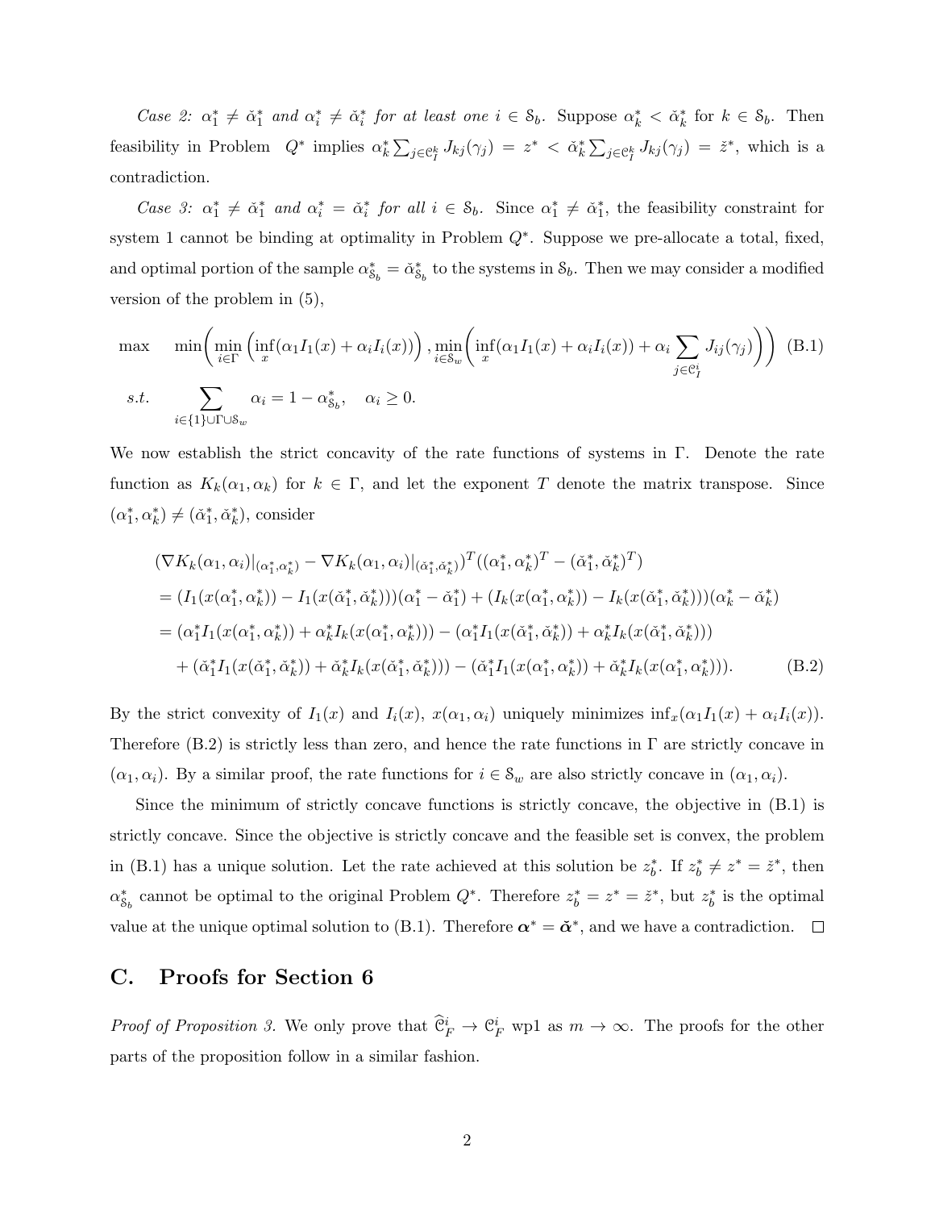*Case 2: $\alpha_1^* \neq \check{\alpha}_1^*$ and $\alpha_i^* \neq \check{\alpha}_i^*$ for at least one $i \in \mathcal{S}_b$.* Suppose $\alpha_k^* < \check{\alpha}_k^*$ for $k \in \mathcal{S}_b$. Then feasibility in Problem $Q^*$ implies $\alpha_k^* \sum_{j \in \mathcal{C}_I^k} J_{kj}(\gamma_j) = z^* < \check{\alpha}_k^* \sum_{j \in \mathcal{C}_I^k} J_{kj}(\gamma_j) = \check{z}^*$, which is a contradiction.

*Case 3: $\alpha_1^* \neq \check{\alpha}_1^*$ and $\alpha_i^* = \check{\alpha}_i^*$ for all $i \in \mathcal{S}_b$.* Since $\alpha_1^* \neq \check{\alpha}_1^*$, the feasibility constraint for system 1 cannot be binding at optimality in Problem $Q^*$. Suppose we pre-allocate a total, fixed, and optimal portion of the sample $\alpha_{\mathcal{S}_b}^* = \check{\alpha}_{\mathcal{S}_b}^*$ to the systems in $\mathcal{S}_b$. Then we may consider a modified version of the problem in (5),

$$\max \quad \min\left( \min_{i \in \Gamma} \left( \inf_x (\alpha_1 I_1(x) + \alpha_i I_i(x)) \right), \min_{i \in \mathcal{S}_w} \left( \inf_x (\alpha_1 I_1(x) + \alpha_i I_i(x)) + \alpha_i \sum_{j \in \mathcal{C}_I^i} J_{ij}(\gamma_j) \right) \right) \quad \text{(B.1)}$$

$$s.t. \quad \sum_{i \in \{1\} \cup \Gamma \cup \mathcal{S}_w} \alpha_i = 1 - \alpha_{\mathcal{S}_b}^*, \quad \alpha_i \geq 0.$$

We now establish the strict concavity of the rate functions of systems in $\Gamma$. Denote the rate function as $K_k(\alpha_1, \alpha_k)$ for $k \in \Gamma$, and let the exponent $T$ denote the matrix transpose. Since $(\alpha_1^*, \alpha_k^*) \neq (\check{\alpha}_1^*, \check{\alpha}_k^*)$, consider

$$\begin{aligned}
&(\nabla K_k(\alpha_1, \alpha_i)|_{(\alpha_1^*, \alpha_k^*)} - \nabla K_k(\alpha_1, \alpha_i)|_{(\check{\alpha}_1^*, \check{\alpha}_k^*)})^T ((\alpha_1^*, \alpha_k^*)^T - (\check{\alpha}_1^*, \check{\alpha}_k^*)^T) \\
&= (I_1(x(\alpha_1^*, \alpha_k^*)) - I_1(x(\check{\alpha}_1^*, \check{\alpha}_k^*)))(\alpha_1^* - \check{\alpha}_1^*) + (I_k(x(\alpha_1^*, \alpha_k^*)) - I_k(x(\check{\alpha}_1^*, \check{\alpha}_k^*)))(\alpha_k^* - \check{\alpha}_k^*) \\
&= (\alpha_1^* I_1(x(\alpha_1^*, \alpha_k^*)) + \alpha_k^* I_k(x(\alpha_1^*, \alpha_k^*))) - (\alpha_1^* I_1(x(\check{\alpha}_1^*, \check{\alpha}_k^*)) + \alpha_k^* I_k(x(\check{\alpha}_1^*, \check{\alpha}_k^*))) \\
&\quad + (\check{\alpha}_1^* I_1(x(\check{\alpha}_1^*, \check{\alpha}_k^*)) + \check{\alpha}_k^* I_k(x(\check{\alpha}_1^*, \check{\alpha}_k^*))) - (\check{\alpha}_1^* I_1(x(\alpha_1^*, \alpha_k^*)) + \check{\alpha}_k^* I_k(x(\alpha_1^*, \alpha_k^*))). \qquad \text{(B.2)}
\end{aligned}$$

By the strict convexity of $I_1(x)$ and $I_i(x)$, $x(\alpha_1, \alpha_i)$ uniquely minimizes $\inf_x(\alpha_1 I_1(x) + \alpha_i I_i(x))$. Therefore (B.2) is strictly less than zero, and hence the rate functions in $\Gamma$ are strictly concave in $(\alpha_1, \alpha_i)$. By a similar proof, the rate functions for $i \in \mathcal{S}_w$ are also strictly concave in $(\alpha_1, \alpha_i)$.

Since the minimum of strictly concave functions is strictly concave, the objective in (B.1) is strictly concave. Since the objective is strictly concave and the feasible set is convex, the problem in (B.1) has a unique solution. Let the rate achieved at this solution be $z_b^*$. If $z_b^* \neq z^* = \check{z}^*$, then $\alpha_{\mathcal{S}_b}^*$ cannot be optimal to the original Problem $Q^*$. Therefore $z_b^* = z^* = \check{z}^*$, but $z_b^*$ is the optimal value at the unique optimal solution to (B.1). Therefore $\boldsymbol{\alpha}^* = \check{\boldsymbol{\alpha}}^*$, and we have a contradiction. $\square$

## C. Proofs for Section 6

*Proof of Proposition 3.* We only prove that $\widehat{\mathcal{C}}_F^i \to \mathcal{C}_F^i$ wp1 as $m \to \infty$. The proofs for the other parts of the proposition follow in a similar fashion.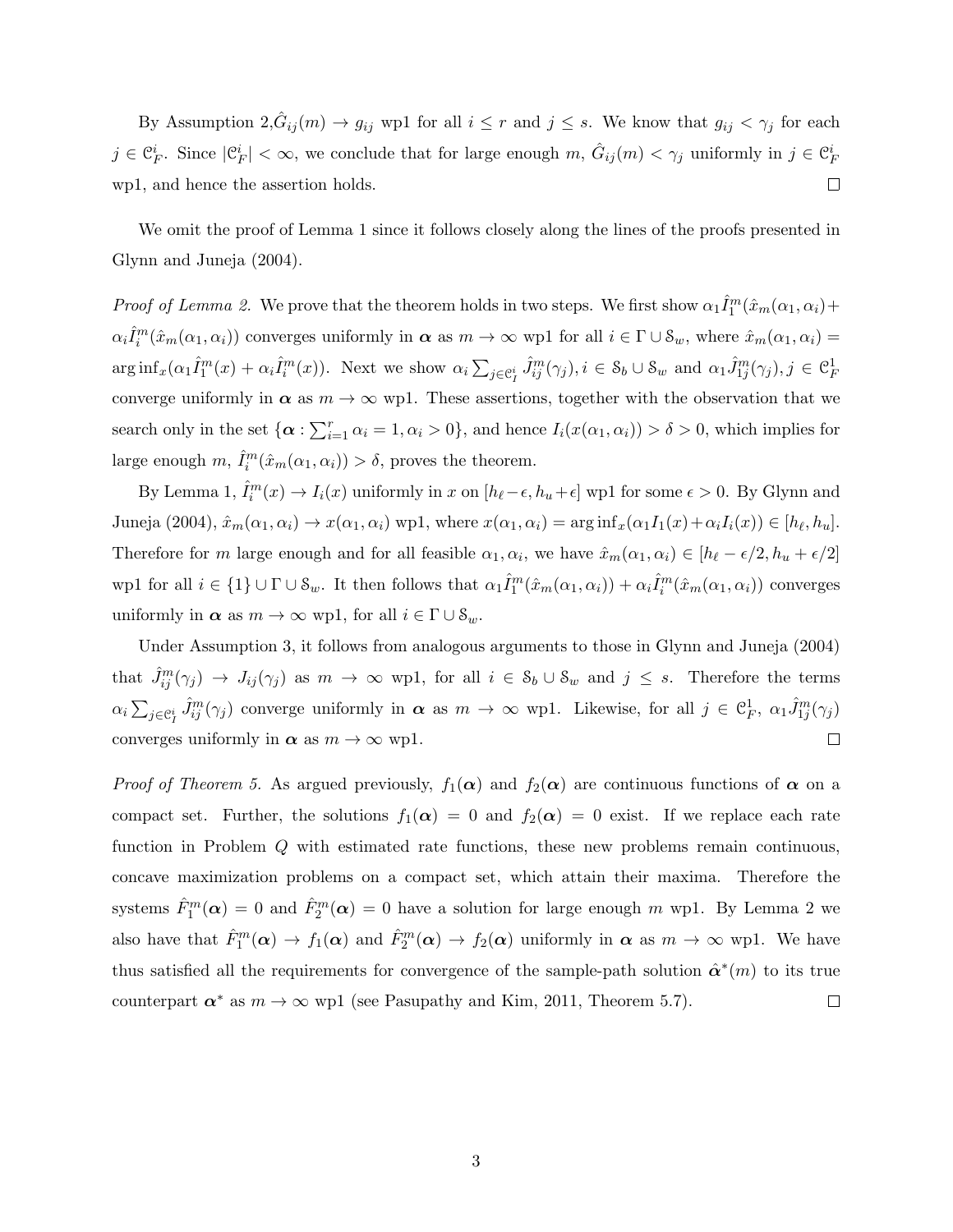By Assumption 2,$\hat{G}_{ij}(m) \to g_{ij}$ wp1 for all $i \le r$ and $j \le s$. We know that $g_{ij} < \gamma_j$ for each $j \in \mathcal{C}_F^i$. Since $|\mathcal{C}_F^i| < \infty$, we conclude that for large enough $m$, $\hat{G}_{ij}(m) < \gamma_j$ uniformly in $j \in \mathcal{C}_F^i$ wp1, and hence the assertion holds. $\square$

We omit the proof of Lemma 1 since it follows closely along the lines of the proofs presented in Glynn and Juneja (2004).

*Proof of Lemma 2.* We prove that the theorem holds in two steps. We first show $\alpha_1 \hat{I}_1^m(\hat{x}_m(\alpha_1, \alpha_i)) + \alpha_i \hat{I}_i^m(\hat{x}_m(\alpha_1, \alpha_i))$ converges uniformly in $\boldsymbol{\alpha}$ as $m \to \infty$ wp1 for all $i \in \Gamma \cup \mathcal{S}_w$, where $\hat{x}_m(\alpha_1, \alpha_i) = \arg\inf_x(\alpha_1 \hat{I}_1^m(x) + \alpha_i \hat{I}_i^m(x))$. Next we show $\alpha_i \sum_{j \in \mathcal{C}_I^i} \hat{J}_{ij}^m(\gamma_j), i \in \mathcal{S}_b \cup \mathcal{S}_w$ and $\alpha_1 \hat{J}_{1j}^m(\gamma_j), j \in \mathcal{C}_F^1$ converge uniformly in $\boldsymbol{\alpha}$ as $m \to \infty$ wp1. These assertions, together with the observation that we search only in the set $\{\boldsymbol{\alpha} : \sum_{i=1}^r \alpha_i = 1, \alpha_i > 0\}$, and hence $I_i(x(\alpha_1, \alpha_i)) > \delta > 0$, which implies for large enough $m$, $\hat{I}_i^m(\hat{x}_m(\alpha_1, \alpha_i)) > \delta$, proves the theorem.

By Lemma 1, $\hat{I}_i^m(x) \to I_i(x)$ uniformly in $x$ on $[h_\ell - \epsilon, h_u + \epsilon]$ wp1 for some $\epsilon > 0$. By Glynn and Juneja (2004), $\hat{x}_m(\alpha_1, \alpha_i) \to x(\alpha_1, \alpha_i)$ wp1, where $x(\alpha_1, \alpha_i) = \arg\inf_x(\alpha_1 I_1(x) + \alpha_i I_i(x)) \in [h_\ell, h_u]$. Therefore for $m$ large enough and for all feasible $\alpha_1, \alpha_i$, we have $\hat{x}_m(\alpha_1, \alpha_i) \in [h_\ell - \epsilon/2, h_u + \epsilon/2]$ wp1 for all $i \in \{1\} \cup \Gamma \cup \mathcal{S}_w$. It then follows that $\alpha_1 \hat{I}_1^m(\hat{x}_m(\alpha_1, \alpha_i)) + \alpha_i \hat{I}_i^m(\hat{x}_m(\alpha_1, \alpha_i))$ converges uniformly in $\boldsymbol{\alpha}$ as $m \to \infty$ wp1, for all $i \in \Gamma \cup \mathcal{S}_w$.

Under Assumption 3, it follows from analogous arguments to those in Glynn and Juneja (2004) that $\hat{J}_{ij}^m(\gamma_j) \to J_{ij}(\gamma_j)$ as $m \to \infty$ wp1, for all $i \in \mathcal{S}_b \cup \mathcal{S}_w$ and $j \le s$. Therefore the terms $\alpha_i \sum_{j \in \mathcal{C}_I^i} \hat{J}_{ij}^m(\gamma_j)$ converge uniformly in $\boldsymbol{\alpha}$ as $m \to \infty$ wp1. Likewise, for all $j \in \mathcal{C}_F^1$, $\alpha_1 \hat{J}_{1j}^m(\gamma_j)$ converges uniformly in $\boldsymbol{\alpha}$ as $m \to \infty$ wp1. $\square$

*Proof of Theorem 5.* As argued previously, $f_1(\boldsymbol{\alpha})$ and $f_2(\boldsymbol{\alpha})$ are continuous functions of $\boldsymbol{\alpha}$ on a compact set. Further, the solutions $f_1(\boldsymbol{\alpha}) = 0$ and $f_2(\boldsymbol{\alpha}) = 0$ exist. If we replace each rate function in Problem $Q$ with estimated rate functions, these new problems remain continuous, concave maximization problems on a compact set, which attain their maxima. Therefore the systems $\hat{F}_1^m(\boldsymbol{\alpha}) = 0$ and $\hat{F}_2^m(\boldsymbol{\alpha}) = 0$ have a solution for large enough $m$ wp1. By Lemma 2 we also have that $\hat{F}_1^m(\boldsymbol{\alpha}) \to f_1(\boldsymbol{\alpha})$ and $\hat{F}_2^m(\boldsymbol{\alpha}) \to f_2(\boldsymbol{\alpha})$ uniformly in $\boldsymbol{\alpha}$ as $m \to \infty$ wp1. We have thus satisfied all the requirements for convergence of the sample-path solution $\hat{\boldsymbol{\alpha}}^*(m)$ to its true counterpart $\boldsymbol{\alpha}^*$ as $m \to \infty$ wp1 (see Pasupathy and Kim, 2011, Theorem 5.7). $\square$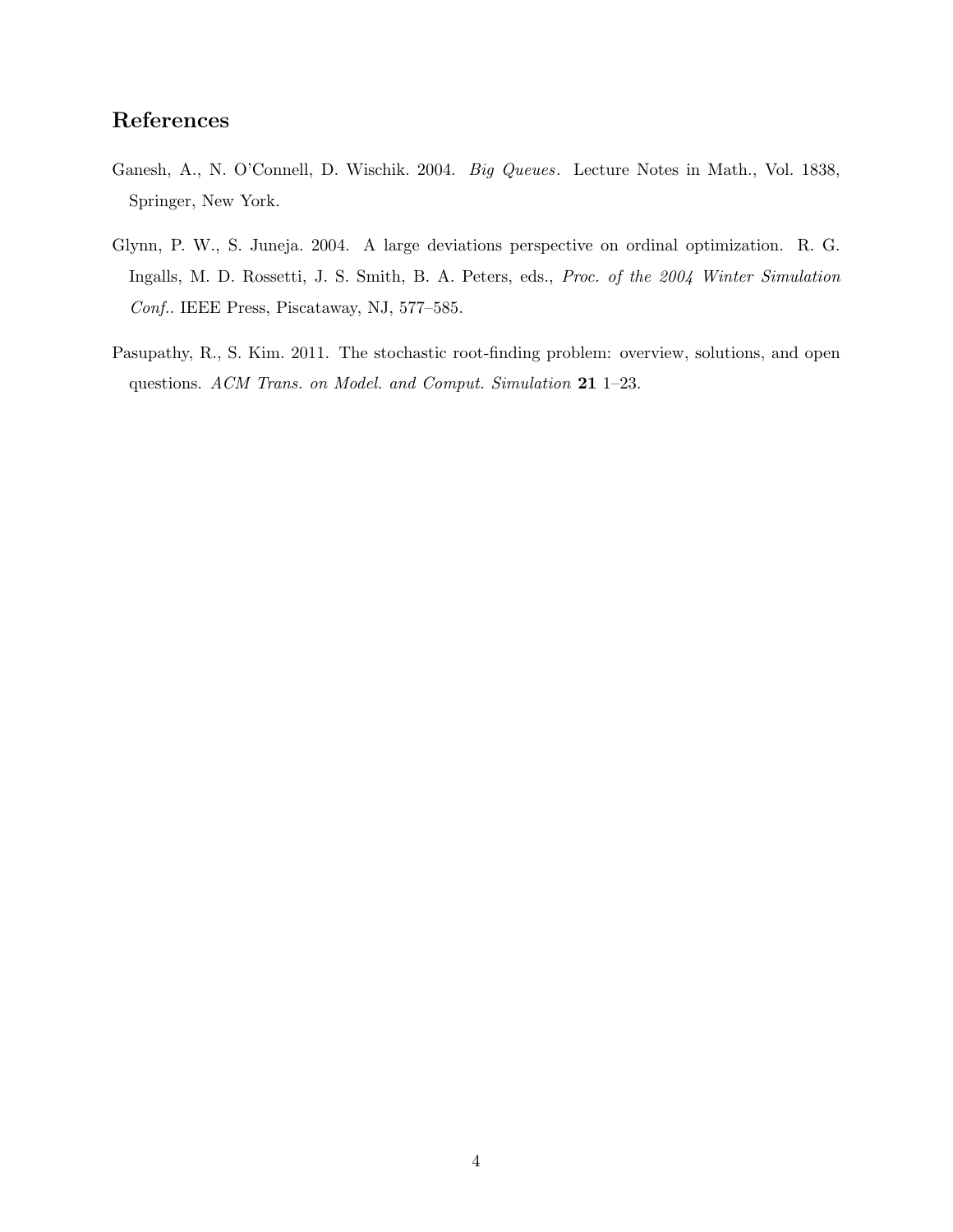## References

Ganesh, A., N. O'Connell, D. Wischik. 2004. *Big Queues*. Lecture Notes in Math., Vol. 1838, Springer, New York.

Glynn, P. W., S. Juneja. 2004. A large deviations perspective on ordinal optimization. R. G. Ingalls, M. D. Rossetti, J. S. Smith, B. A. Peters, eds., *Proc. of the 2004 Winter Simulation Conf.*. IEEE Press, Piscataway, NJ, 577–585.

Pasupathy, R., S. Kim. 2011. The stochastic root-finding problem: overview, solutions, and open questions. *ACM Trans. on Model. and Comput. Simulation* **21** 1–23.